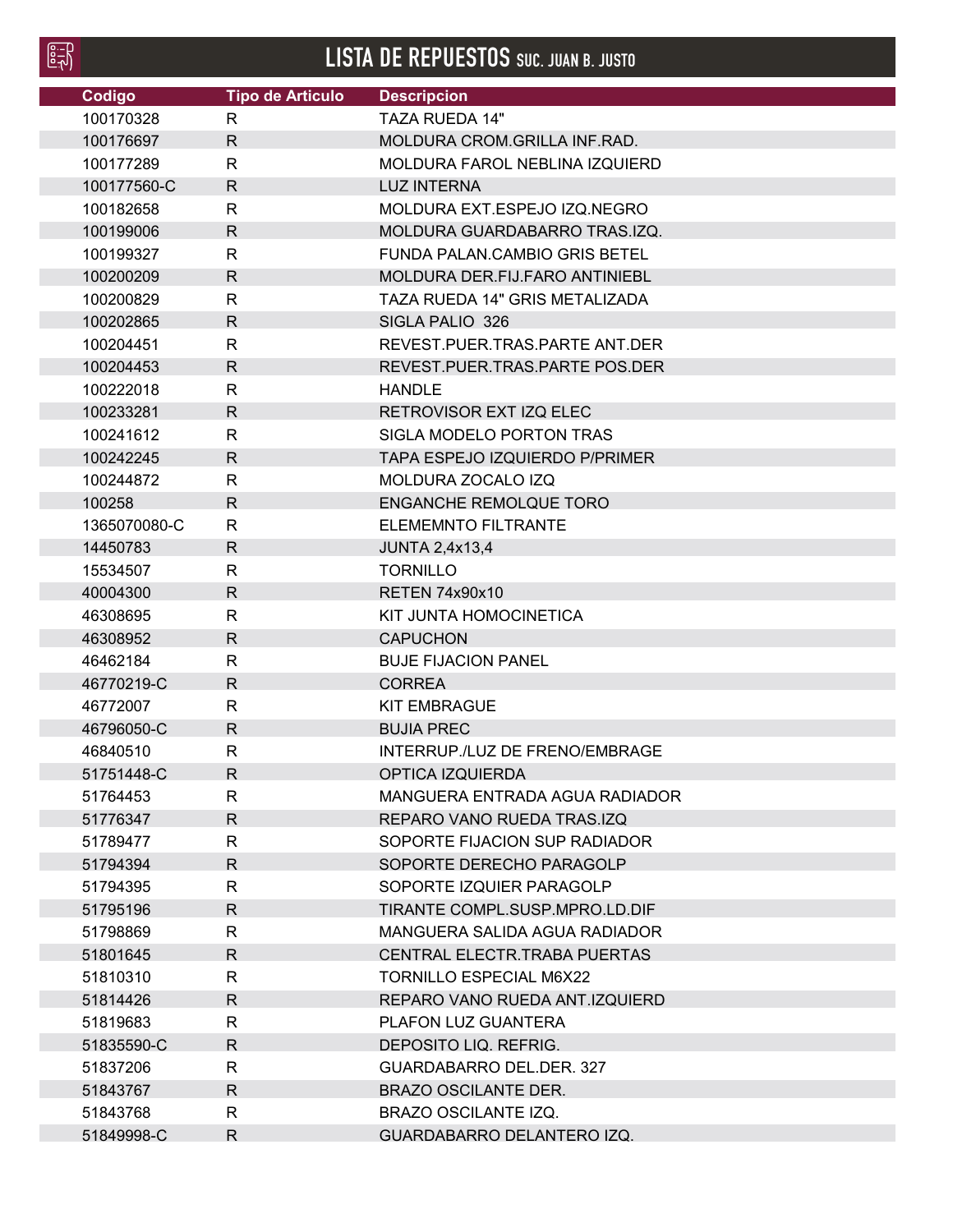# LISTA DE REPUESTOS SUC. JUAN B. JUSTO

| Codigo | Tipo de Articulo | Descripcion |
|---|---|---|
| 100170328 | R | TAZA RUEDA 14" |
| 100176697 | R | MOLDURA CROM.GRILLA INF.RAD. |
| 100177289 | R | MOLDURA FAROL NEBLINA IZQUIERD |
| 100177560-C | R | LUZ INTERNA |
| 100182658 | R | MOLDURA EXT.ESPEJO IZQ.NEGRO |
| 100199006 | R | MOLDURA GUARDABARRO TRAS.IZQ. |
| 100199327 | R | FUNDA PALAN.CAMBIO GRIS BETEL |
| 100200209 | R | MOLDURA DER.FIJ.FARO ANTINIEBL |
| 100200829 | R | TAZA RUEDA 14" GRIS METALIZADA |
| 100202865 | R | SIGLA PALIO 326 |
| 100204451 | R | REVEST.PUER.TRAS.PARTE ANT.DER |
| 100204453 | R | REVEST.PUER.TRAS.PARTE POS.DER |
| 100222018 | R | HANDLE |
| 100233281 | R | RETROVISOR EXT IZQ ELEC |
| 100241612 | R | SIGLA MODELO PORTON TRAS |
| 100242245 | R | TAPA ESPEJO IZQUIERDO P/PRIMER |
| 100244872 | R | MOLDURA ZOCALO IZQ |
| 100258 | R | ENGANCHE REMOLQUE TORO |
| 1365070080-C | R | ELEMEMNTO FILTRANTE |
| 14450783 | R | JUNTA 2,4x13,4 |
| 15534507 | R | TORNILLO |
| 40004300 | R | RETEN 74x90x10 |
| 46308695 | R | KIT JUNTA HOMOCINETICA |
| 46308952 | R | CAPUCHON |
| 46462184 | R | BUJE FIJACION PANEL |
| 46770219-C | R | CORREA |
| 46772007 | R | KIT EMBRAGUE |
| 46796050-C | R | BUJIA PREC |
| 46840510 | R | INTERRUP./LUZ DE FRENO/EMBRAGE |
| 51751448-C | R | OPTICA IZQUIERDA |
| 51764453 | R | MANGUERA ENTRADA AGUA RADIADOR |
| 51776347 | R | REPARO VANO RUEDA TRAS.IZQ |
| 51789477 | R | SOPORTE FIJACION SUP RADIADOR |
| 51794394 | R | SOPORTE DERECHO PARAGOLP |
| 51794395 | R | SOPORTE IZQUIER PARAGOLP |
| 51795196 | R | TIRANTE COMPL.SUSP.MPRO.LD.DIF |
| 51798869 | R | MANGUERA SALIDA AGUA RADIADOR |
| 51801645 | R | CENTRAL ELECTR.TRABA PUERTAS |
| 51810310 | R | TORNILLO ESPECIAL M6X22 |
| 51814426 | R | REPARO VANO RUEDA ANT.IZQUIERD |
| 51819683 | R | PLAFON LUZ GUANTERA |
| 51835590-C | R | DEPOSITO LIQ. REFRIG. |
| 51837206 | R | GUARDABARRO DEL.DER. 327 |
| 51843767 | R | BRAZO OSCILANTE DER. |
| 51843768 | R | BRAZO OSCILANTE IZQ. |
| 51849998-C | R | GUARDABARRO DELANTERO IZQ. |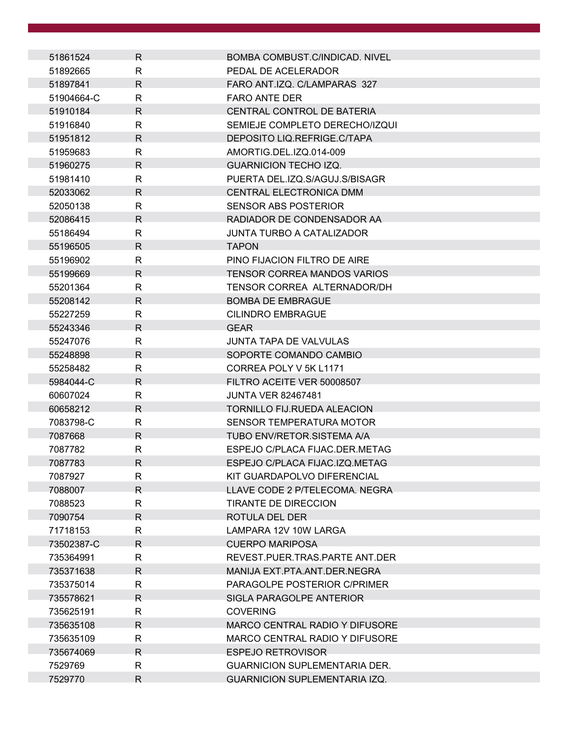| | | |
|---|---|---|
| 51861524 | R | BOMBA COMBUST.C/INDICAD. NIVEL |
| 51892665 | R | PEDAL DE ACELERADOR |
| 51897841 | R | FARO ANT.IZQ. C/LAMPARAS 327 |
| 51904664-C | R | FARO ANTE DER |
| 51910184 | R | CENTRAL CONTROL DE BATERIA |
| 51916840 | R | SEMIEJE COMPLETO DERECHO/IZQUI |
| 51951812 | R | DEPOSITO LIQ.REFRIGE.C/TAPA |
| 51959683 | R | AMORTIG.DEL.IZQ.014-009 |
| 51960275 | R | GUARNICION TECHO IZQ. |
| 51981410 | R | PUERTA DEL.IZQ.S/AGUJ.S/BISAGR |
| 52033062 | R | CENTRAL ELECTRONICA DMM |
| 52050138 | R | SENSOR ABS POSTERIOR |
| 52086415 | R | RADIADOR DE CONDENSADOR AA |
| 55186494 | R | JUNTA TURBO A CATALIZADOR |
| 55196505 | R | TAPON |
| 55196902 | R | PINO FIJACION FILTRO DE AIRE |
| 55199669 | R | TENSOR CORREA MANDOS VARIOS |
| 55201364 | R | TENSOR CORREA ALTERNADOR/DH |
| 55208142 | R | BOMBA DE EMBRAGUE |
| 55227259 | R | CILINDRO EMBRAGUE |
| 55243346 | R | GEAR |
| 55247076 | R | JUNTA TAPA DE VALVULAS |
| 55248898 | R | SOPORTE COMANDO CAMBIO |
| 55258482 | R | CORREA POLY V 5K L1171 |
| 5984044-C | R | FILTRO ACEITE VER 50008507 |
| 60607024 | R | JUNTA VER 82467481 |
| 60658212 | R | TORNILLO FIJ.RUEDA ALEACION |
| 7083798-C | R | SENSOR TEMPERATURA MOTOR |
| 7087668 | R | TUBO ENV/RETOR.SISTEMA A/A |
| 7087782 | R | ESPEJO C/PLACA FIJAC.DER.METAG |
| 7087783 | R | ESPEJO C/PLACA FIJAC.IZQ.METAG |
| 7087927 | R | KIT GUARDAPOLVO DIFERENCIAL |
| 7088007 | R | LLAVE CODE 2 P/TELECOMA. NEGRA |
| 7088523 | R | TIRANTE DE DIRECCION |
| 7090754 | R | ROTULA DEL DER |
| 71718153 | R | LAMPARA 12V 10W LARGA |
| 73502387-C | R | CUERPO MARIPOSA |
| 735364991 | R | REVEST.PUER.TRAS.PARTE ANT.DER |
| 735371638 | R | MANIJA EXT.PTA.ANT.DER.NEGRA |
| 735375014 | R | PARAGOLPE POSTERIOR C/PRIMER |
| 735578621 | R | SIGLA PARAGOLPE ANTERIOR |
| 735625191 | R | COVERING |
| 735635108 | R | MARCO CENTRAL RADIO Y DIFUSORE |
| 735635109 | R | MARCO CENTRAL RADIO Y DIFUSORE |
| 735674069 | R | ESPEJO RETROVISOR |
| 7529769 | R | GUARNICION SUPLEMENTARIA DER. |
| 7529770 | R | GUARNICION SUPLEMENTARIA IZQ. |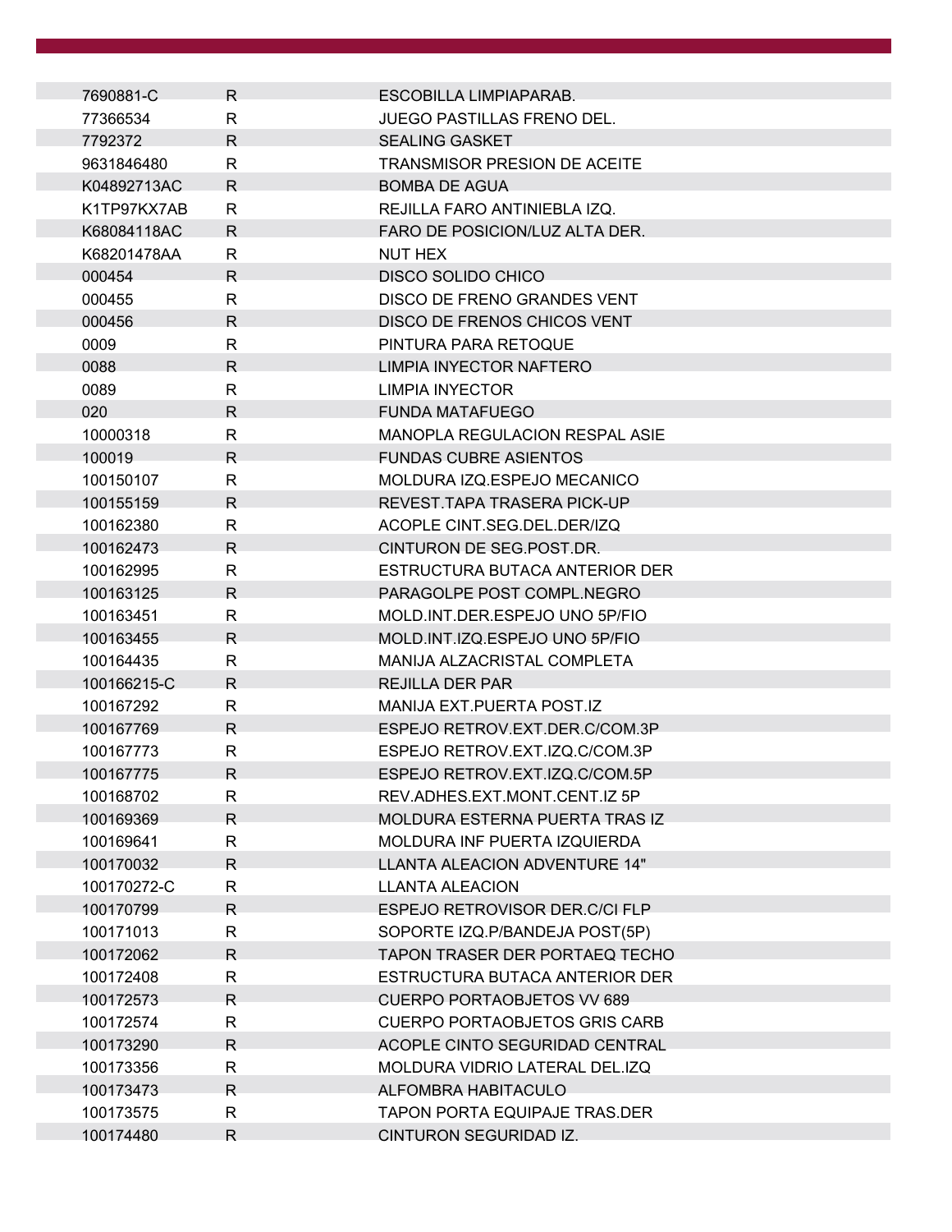| | | |
|---|---|---|
| 7690881-C | R | ESCOBILLA LIMPIAPARAB. |
| 77366534 | R | JUEGO PASTILLAS FRENO DEL. |
| 7792372 | R | SEALING GASKET |
| 9631846480 | R | TRANSMISOR PRESION DE ACEITE |
| K04892713AC | R | BOMBA DE AGUA |
| K1TP97KX7AB | R | REJILLA FARO ANTINIEBLA IZQ. |
| K68084118AC | R | FARO DE POSICION/LUZ ALTA DER. |
| K68201478AA | R | NUT HEX |
| 000454 | R | DISCO SOLIDO CHICO |
| 000455 | R | DISCO DE FRENO GRANDES VENT |
| 000456 | R | DISCO DE FRENOS CHICOS VENT |
| 0009 | R | PINTURA PARA RETOQUE |
| 0088 | R | LIMPIA INYECTOR NAFTERO |
| 0089 | R | LIMPIA INYECTOR |
| 020 | R | FUNDA MATAFUEGO |
| 10000318 | R | MANOPLA REGULACION RESPAL ASIE |
| 100019 | R | FUNDAS CUBRE ASIENTOS |
| 100150107 | R | MOLDURA IZQ.ESPEJO MECANICO |
| 100155159 | R | REVEST.TAPA TRASERA PICK-UP |
| 100162380 | R | ACOPLE CINT.SEG.DEL.DER/IZQ |
| 100162473 | R | CINTURON DE SEG.POST.DR. |
| 100162995 | R | ESTRUCTURA BUTACA ANTERIOR DER |
| 100163125 | R | PARAGOLPE POST COMPL.NEGRO |
| 100163451 | R | MOLD.INT.DER.ESPEJO UNO 5P/FIO |
| 100163455 | R | MOLD.INT.IZQ.ESPEJO UNO 5P/FIO |
| 100164435 | R | MANIJA ALZACRISTAL COMPLETA |
| 100166215-C | R | REJILLA DER PAR |
| 100167292 | R | MANIJA EXT.PUERTA POST.IZ |
| 100167769 | R | ESPEJO RETROV.EXT.DER.C/COM.3P |
| 100167773 | R | ESPEJO RETROV.EXT.IZQ.C/COM.3P |
| 100167775 | R | ESPEJO RETROV.EXT.IZQ.C/COM.5P |
| 100168702 | R | REV.ADHES.EXT.MONT.CENT.IZ 5P |
| 100169369 | R | MOLDURA ESTERNA PUERTA TRAS IZ |
| 100169641 | R | MOLDURA INF PUERTA IZQUIERDA |
| 100170032 | R | LLANTA ALEACION ADVENTURE 14" |
| 100170272-C | R | LLANTA ALEACION |
| 100170799 | R | ESPEJO RETROVISOR DER.C/CI FLP |
| 100171013 | R | SOPORTE IZQ.P/BANDEJA POST(5P) |
| 100172062 | R | TAPON TRASER DER PORTAEQ TECHO |
| 100172408 | R | ESTRUCTURA BUTACA ANTERIOR DER |
| 100172573 | R | CUERPO PORTAOBJETOS VV 689 |
| 100172574 | R | CUERPO PORTAOBJETOS GRIS CARB |
| 100173290 | R | ACOPLE CINTO SEGURIDAD CENTRAL |
| 100173356 | R | MOLDURA VIDRIO LATERAL DEL.IZQ |
| 100173473 | R | ALFOMBRA HABITACULO |
| 100173575 | R | TAPON PORTA EQUIPAJE TRAS.DER |
| 100174480 | R | CINTURON SEGURIDAD IZ. |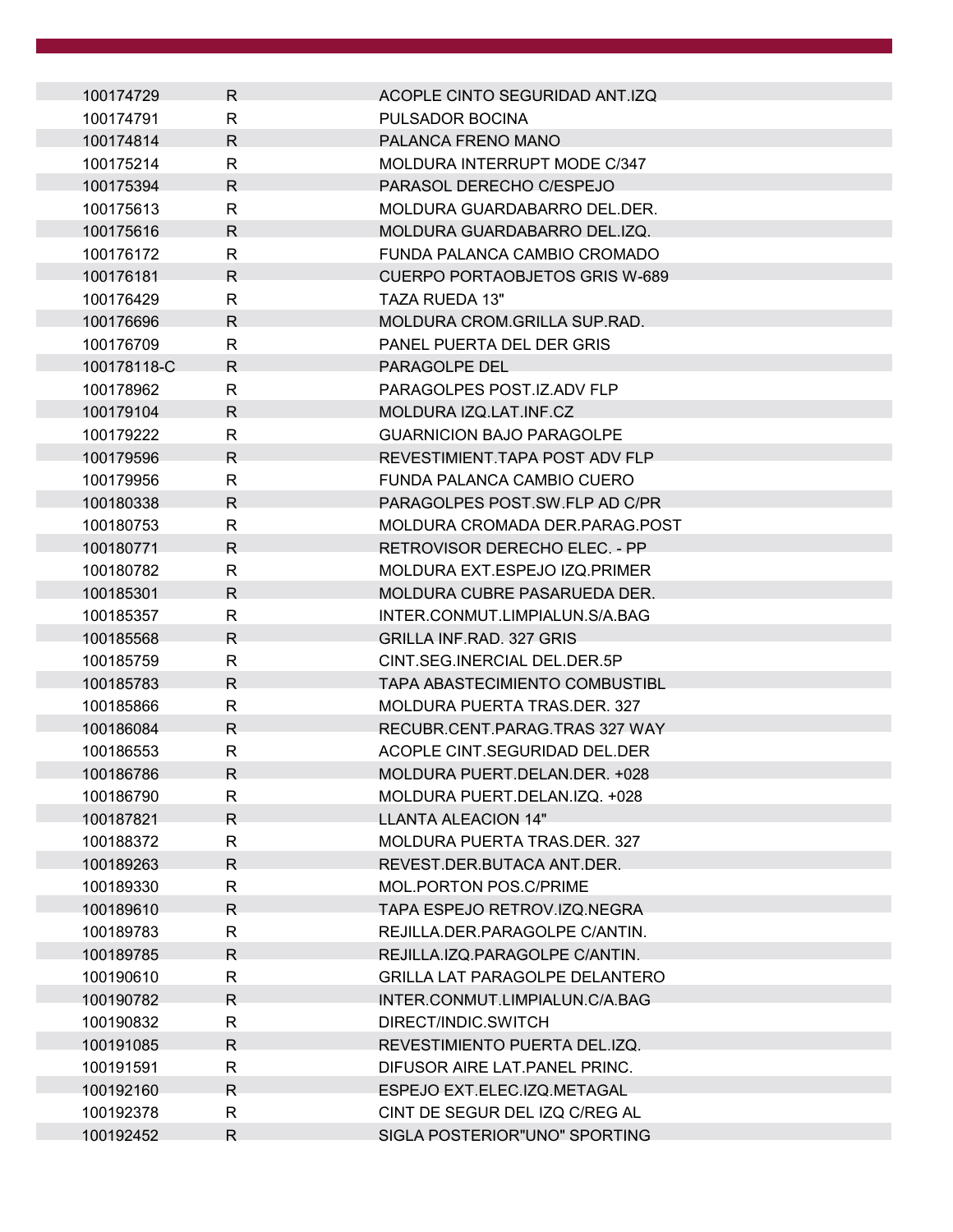| | | |
|---|---|---|
| 100174729 | R | ACOPLE CINTO SEGURIDAD ANT.IZQ |
| 100174791 | R | PULSADOR BOCINA |
| 100174814 | R | PALANCA FRENO MANO |
| 100175214 | R | MOLDURA INTERRUPT MODE C/347 |
| 100175394 | R | PARASOL DERECHO C/ESPEJO |
| 100175613 | R | MOLDURA GUARDABARRO DEL.DER. |
| 100175616 | R | MOLDURA GUARDABARRO DEL.IZQ. |
| 100176172 | R | FUNDA PALANCA CAMBIO CROMADO |
| 100176181 | R | CUERPO PORTAOBJETOS GRIS W-689 |
| 100176429 | R | TAZA RUEDA 13" |
| 100176696 | R | MOLDURA CROM.GRILLA SUP.RAD. |
| 100176709 | R | PANEL PUERTA DEL DER GRIS |
| 100178118-C | R | PARAGOLPE DEL |
| 100178962 | R | PARAGOLPES POST.IZ.ADV FLP |
| 100179104 | R | MOLDURA IZQ.LAT.INF.CZ |
| 100179222 | R | GUARNICION BAJO PARAGOLPE |
| 100179596 | R | REVESTIMIENT.TAPA POST ADV FLP |
| 100179956 | R | FUNDA PALANCA CAMBIO CUERO |
| 100180338 | R | PARAGOLPES POST.SW.FLP AD C/PR |
| 100180753 | R | MOLDURA CROMADA DER.PARAG.POST |
| 100180771 | R | RETROVISOR DERECHO ELEC. - PP |
| 100180782 | R | MOLDURA EXT.ESPEJO IZQ.PRIMER |
| 100185301 | R | MOLDURA CUBRE PASARUEDA DER. |
| 100185357 | R | INTER.CONMUT.LIMPIALUN.S/A.BAG |
| 100185568 | R | GRILLA INF.RAD. 327 GRIS |
| 100185759 | R | CINT.SEG.INERCIAL DEL.DER.5P |
| 100185783 | R | TAPA ABASTECIMIENTO COMBUSTIBL |
| 100185866 | R | MOLDURA PUERTA TRAS.DER. 327 |
| 100186084 | R | RECUBR.CENT.PARAG.TRAS 327 WAY |
| 100186553 | R | ACOPLE CINT.SEGURIDAD DEL.DER |
| 100186786 | R | MOLDURA PUERT.DELAN.DER. +028 |
| 100186790 | R | MOLDURA PUERT.DELAN.IZQ. +028 |
| 100187821 | R | LLANTA ALEACION 14" |
| 100188372 | R | MOLDURA PUERTA TRAS.DER. 327 |
| 100189263 | R | REVEST.DER.BUTACA ANT.DER. |
| 100189330 | R | MOL.PORTON POS.C/PRIME |
| 100189610 | R | TAPA ESPEJO RETROV.IZQ.NEGRA |
| 100189783 | R | REJILLA.DER.PARAGOLPE C/ANTIN. |
| 100189785 | R | REJILLA.IZQ.PARAGOLPE C/ANTIN. |
| 100190610 | R | GRILLA LAT PARAGOLPE DELANTERO |
| 100190782 | R | INTER.CONMUT.LIMPIALUN.C/A.BAG |
| 100190832 | R | DIRECT/INDIC.SWITCH |
| 100191085 | R | REVESTIMIENTO PUERTA DEL.IZQ. |
| 100191591 | R | DIFUSOR AIRE LAT.PANEL PRINC. |
| 100192160 | R | ESPEJO EXT.ELEC.IZQ.METAGAL |
| 100192378 | R | CINT DE SEGUR DEL IZQ C/REG AL |
| 100192452 | R | SIGLA POSTERIOR"UNO" SPORTING |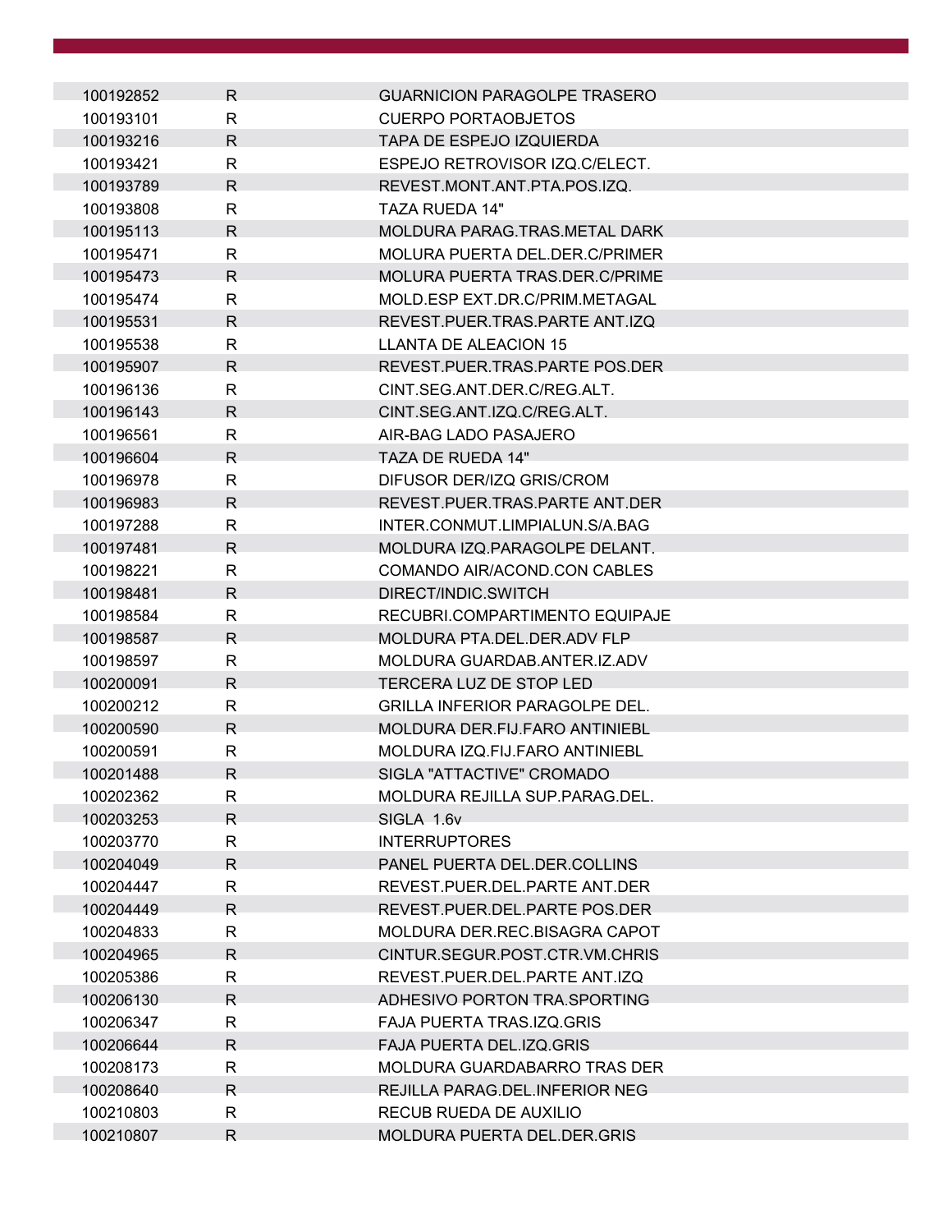| | | |
|---|---|---|
| 100192852 | R | GUARNICION PARAGOLPE TRASERO |
| 100193101 | R | CUERPO PORTAOBJETOS |
| 100193216 | R | TAPA DE ESPEJO IZQUIERDA |
| 100193421 | R | ESPEJO RETROVISOR IZQ.C/ELECT. |
| 100193789 | R | REVEST.MONT.ANT.PTA.POS.IZQ. |
| 100193808 | R | TAZA RUEDA 14" |
| 100195113 | R | MOLDURA PARAG.TRAS.METAL DARK |
| 100195471 | R | MOLURA PUERTA DEL.DER.C/PRIMER |
| 100195473 | R | MOLURA PUERTA TRAS.DER.C/PRIME |
| 100195474 | R | MOLD.ESP EXT.DR.C/PRIM.METAGAL |
| 100195531 | R | REVEST.PUER.TRAS.PARTE ANT.IZQ |
| 100195538 | R | LLANTA DE ALEACION 15 |
| 100195907 | R | REVEST.PUER.TRAS.PARTE POS.DER |
| 100196136 | R | CINT.SEG.ANT.DER.C/REG.ALT. |
| 100196143 | R | CINT.SEG.ANT.IZQ.C/REG.ALT. |
| 100196561 | R | AIR-BAG LADO PASAJERO |
| 100196604 | R | TAZA DE RUEDA 14" |
| 100196978 | R | DIFUSOR DER/IZQ GRIS/CROM |
| 100196983 | R | REVEST.PUER.TRAS.PARTE ANT.DER |
| 100197288 | R | INTER.CONMUT.LIMPIALUN.S/A.BAG |
| 100197481 | R | MOLDURA IZQ.PARAGOLPE DELANT. |
| 100198221 | R | COMANDO AIR/ACOND.CON CABLES |
| 100198481 | R | DIRECT/INDIC.SWITCH |
| 100198584 | R | RECUBRI.COMPARTIMENTO EQUIPAJE |
| 100198587 | R | MOLDURA PTA.DEL.DER.ADV FLP |
| 100198597 | R | MOLDURA GUARDAB.ANTER.IZ.ADV |
| 100200091 | R | TERCERA LUZ DE STOP LED |
| 100200212 | R | GRILLA INFERIOR PARAGOLPE DEL. |
| 100200590 | R | MOLDURA DER.FIJ.FARO ANTINIEBL |
| 100200591 | R | MOLDURA IZQ.FIJ.FARO ANTINIEBL |
| 100201488 | R | SIGLA "ATTACTIVE" CROMADO |
| 100202362 | R | MOLDURA REJILLA SUP.PARAG.DEL. |
| 100203253 | R | SIGLA 1.6v |
| 100203770 | R | INTERRUPTORES |
| 100204049 | R | PANEL PUERTA DEL.DER.COLLINS |
| 100204447 | R | REVEST.PUER.DEL.PARTE ANT.DER |
| 100204449 | R | REVEST.PUER.DEL.PARTE POS.DER |
| 100204833 | R | MOLDURA DER.REC.BISAGRA CAPOT |
| 100204965 | R | CINTUR.SEGUR.POST.CTR.VM.CHRIS |
| 100205386 | R | REVEST.PUER.DEL.PARTE ANT.IZQ |
| 100206130 | R | ADHESIVO PORTON TRA.SPORTING |
| 100206347 | R | FAJA PUERTA TRAS.IZQ.GRIS |
| 100206644 | R | FAJA PUERTA DEL.IZQ.GRIS |
| 100208173 | R | MOLDURA GUARDABARRO TRAS DER |
| 100208640 | R | REJILLA PARAG.DEL.INFERIOR NEG |
| 100210803 | R | RECUB RUEDA DE AUXILIO |
| 100210807 | R | MOLDURA PUERTA DEL.DER.GRIS |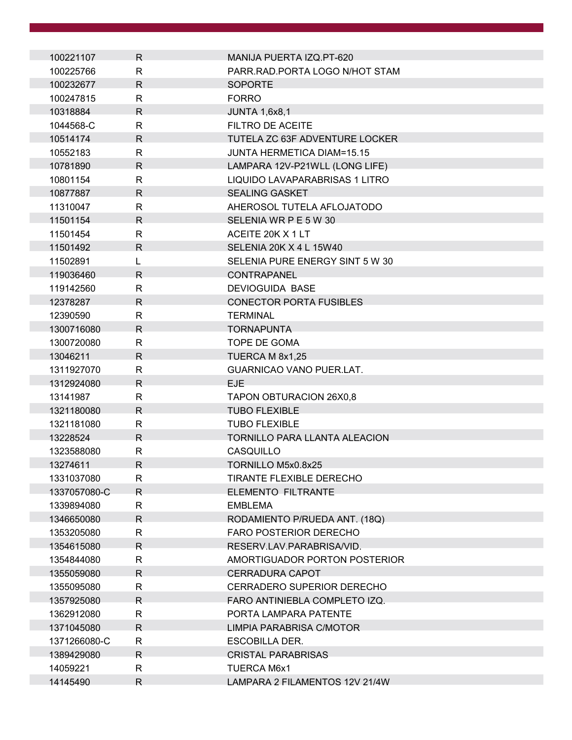| | | |
|---|---|---|
| 100221107 | R | MANIJA PUERTA IZQ.PT-620 |
| 100225766 | R | PARR.RAD.PORTA LOGO N/HOT STAM |
| 100232677 | R | SOPORTE |
| 100247815 | R | FORRO |
| 10318884 | R | JUNTA 1,6x8,1 |
| 1044568-C | R | FILTRO DE ACEITE |
| 10514174 | R | TUTELA ZC 63F ADVENTURE LOCKER |
| 10552183 | R | JUNTA HERMETICA DIAM=15.15 |
| 10781890 | R | LAMPARA 12V-P21WLL (LONG LIFE) |
| 10801154 | R | LIQUIDO LAVAPARABRISAS 1 LITRO |
| 10877887 | R | SEALING GASKET |
| 11310047 | R | AHEROSOL TUTELA AFLOJATODO |
| 11501154 | R | SELENIA WR P E 5 W 30 |
| 11501454 | R | ACEITE 20K X 1 LT |
| 11501492 | R | SELENIA 20K X 4 L 15W40 |
| 11502891 | L | SELENIA PURE ENERGY SINT 5 W 30 |
| 119036460 | R | CONTRAPANEL |
| 119142560 | R | DEVIOGUIDA BASE |
| 12378287 | R | CONECTOR PORTA FUSIBLES |
| 12390590 | R | TERMINAL |
| 1300716080 | R | TORNAPUNTA |
| 1300720080 | R | TOPE DE GOMA |
| 13046211 | R | TUERCA M 8x1,25 |
| 1311927070 | R | GUARNICAO VANO PUER.LAT. |
| 1312924080 | R | EJE |
| 13141987 | R | TAPON OBTURACION 26X0,8 |
| 1321180080 | R | TUBO FLEXIBLE |
| 1321181080 | R | TUBO FLEXIBLE |
| 13228524 | R | TORNILLO PARA LLANTA ALEACION |
| 1323588080 | R | CASQUILLO |
| 13274611 | R | TORNILLO M5x0.8x25 |
| 1331037080 | R | TIRANTE FLEXIBLE DERECHO |
| 1337057080-C | R | ELEMENTO FILTRANTE |
| 1339894080 | R | EMBLEMA |
| 1346650080 | R | RODAMIENTO P/RUEDA ANT. (18Q) |
| 1353205080 | R | FARO POSTERIOR DERECHO |
| 1354615080 | R | RESERV.LAV.PARABRISA/VID. |
| 1354844080 | R | AMORTIGUADOR PORTON POSTERIOR |
| 1355059080 | R | CERRADURA CAPOT |
| 1355095080 | R | CERRADERO SUPERIOR DERECHO |
| 1357925080 | R | FARO ANTINIEBLA COMPLETO IZQ. |
| 1362912080 | R | PORTA LAMPARA PATENTE |
| 1371045080 | R | LIMPIA PARABRISA C/MOTOR |
| 1371266080-C | R | ESCOBILLA DER. |
| 1389429080 | R | CRISTAL PARABRISAS |
| 14059221 | R | TUERCA M6x1 |
| 14145490 | R | LAMPARA 2 FILAMENTOS 12V 21/4W |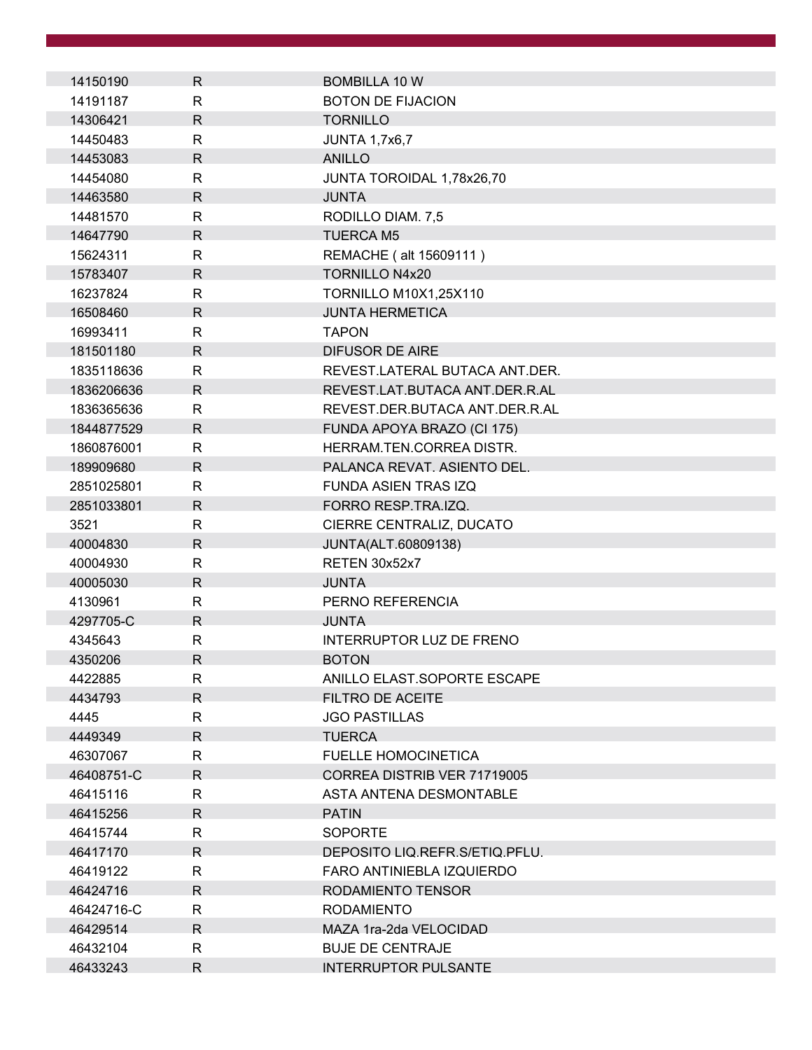| | | |
|---|---|---|
| 14150190 | R | BOMBILLA 10 W |
| 14191187 | R | BOTON DE FIJACION |
| 14306421 | R | TORNILLO |
| 14450483 | R | JUNTA 1,7x6,7 |
| 14453083 | R | ANILLO |
| 14454080 | R | JUNTA TOROIDAL 1,78x26,70 |
| 14463580 | R | JUNTA |
| 14481570 | R | RODILLO DIAM. 7,5 |
| 14647790 | R | TUERCA M5 |
| 15624311 | R | REMACHE ( alt 15609111 ) |
| 15783407 | R | TORNILLO N4x20 |
| 16237824 | R | TORNILLO M10X1,25X110 |
| 16508460 | R | JUNTA HERMETICA |
| 16993411 | R | TAPON |
| 181501180 | R | DIFUSOR DE AIRE |
| 1835118636 | R | REVEST.LATERAL BUTACA ANT.DER. |
| 1836206636 | R | REVEST.LAT.BUTACA ANT.DER.R.AL |
| 1836365636 | R | REVEST.DER.BUTACA ANT.DER.R.AL |
| 1844877529 | R | FUNDA APOYA BRAZO (CI 175) |
| 1860876001 | R | HERRAM.TEN.CORREA DISTR. |
| 189909680 | R | PALANCA REVAT. ASIENTO DEL. |
| 2851025801 | R | FUNDA ASIEN TRAS IZQ |
| 2851033801 | R | FORRO RESP.TRA.IZQ. |
| 3521 | R | CIERRE CENTRALIZ, DUCATO |
| 40004830 | R | JUNTA(ALT.60809138) |
| 40004930 | R | RETEN 30x52x7 |
| 40005030 | R | JUNTA |
| 4130961 | R | PERNO REFERENCIA |
| 4297705-C | R | JUNTA |
| 4345643 | R | INTERRUPTOR LUZ DE FRENO |
| 4350206 | R | BOTON |
| 4422885 | R | ANILLO ELAST.SOPORTE ESCAPE |
| 4434793 | R | FILTRO DE ACEITE |
| 4445 | R | JGO PASTILLAS |
| 4449349 | R | TUERCA |
| 46307067 | R | FUELLE HOMOCINETICA |
| 46408751-C | R | CORREA DISTRIB VER 71719005 |
| 46415116 | R | ASTA ANTENA DESMONTABLE |
| 46415256 | R | PATIN |
| 46415744 | R | SOPORTE |
| 46417170 | R | DEPOSITO LIQ.REFR.S/ETIQ.PFLU. |
| 46419122 | R | FARO ANTINIEBLA IZQUIERDO |
| 46424716 | R | RODAMIENTO TENSOR |
| 46424716-C | R | RODAMIENTO |
| 46429514 | R | MAZA 1ra-2da VELOCIDAD |
| 46432104 | R | BUJE DE CENTRAJE |
| 46433243 | R | INTERRUPTOR PULSANTE |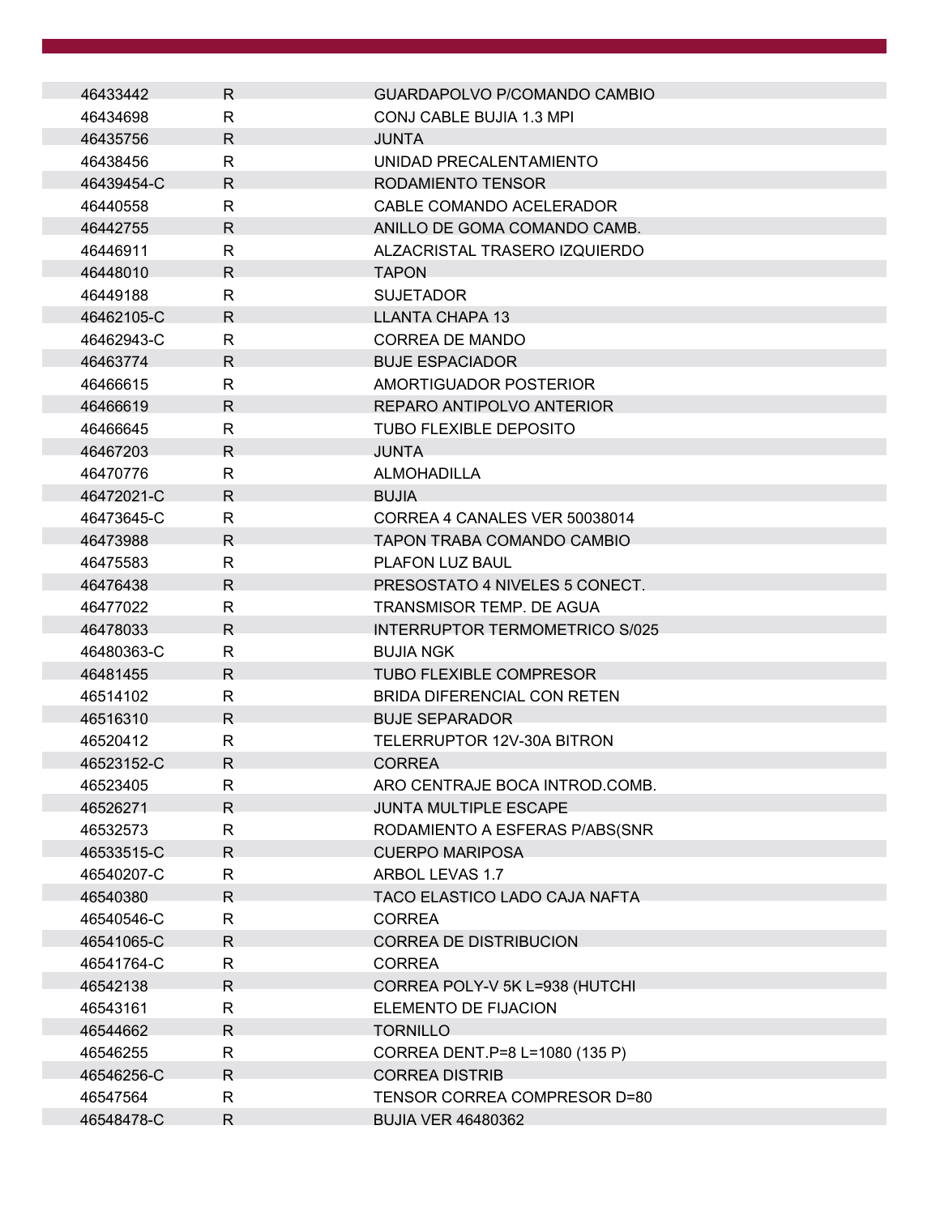| | | |
|---|---|---|
| 46433442 | R | GUARDAPOLVO P/COMANDO CAMBIO |
| 46434698 | R | CONJ CABLE BUJIA 1.3 MPI |
| 46435756 | R | JUNTA |
| 46438456 | R | UNIDAD PRECALENTAMIENTO |
| 46439454-C | R | RODAMIENTO TENSOR |
| 46440558 | R | CABLE COMANDO ACELERADOR |
| 46442755 | R | ANILLO DE GOMA COMANDO CAMB. |
| 46446911 | R | ALZACRISTAL TRASERO IZQUIERDO |
| 46448010 | R | TAPON |
| 46449188 | R | SUJETADOR |
| 46462105-C | R | LLANTA CHAPA 13 |
| 46462943-C | R | CORREA DE MANDO |
| 46463774 | R | BUJE ESPACIADOR |
| 46466615 | R | AMORTIGUADOR POSTERIOR |
| 46466619 | R | REPARO ANTIPOLVO ANTERIOR |
| 46466645 | R | TUBO FLEXIBLE DEPOSITO |
| 46467203 | R | JUNTA |
| 46470776 | R | ALMOHADILLA |
| 46472021-C | R | BUJIA |
| 46473645-C | R | CORREA 4 CANALES VER 50038014 |
| 46473988 | R | TAPON TRABA COMANDO CAMBIO |
| 46475583 | R | PLAFON LUZ BAUL |
| 46476438 | R | PRESOSTATO 4 NIVELES 5 CONECT. |
| 46477022 | R | TRANSMISOR TEMP. DE AGUA |
| 46478033 | R | INTERRUPTOR TERMOMETRICO S/025 |
| 46480363-C | R | BUJIA NGK |
| 46481455 | R | TUBO FLEXIBLE COMPRESOR |
| 46514102 | R | BRIDA DIFERENCIAL CON RETEN |
| 46516310 | R | BUJE SEPARADOR |
| 46520412 | R | TELERRUPTOR 12V-30A BITRON |
| 46523152-C | R | CORREA |
| 46523405 | R | ARO CENTRAJE BOCA INTROD.COMB. |
| 46526271 | R | JUNTA MULTIPLE ESCAPE |
| 46532573 | R | RODAMIENTO A ESFERAS P/ABS(SNR |
| 46533515-C | R | CUERPO MARIPOSA |
| 46540207-C | R | ARBOL LEVAS 1.7 |
| 46540380 | R | TACO ELASTICO LADO CAJA NAFTA |
| 46540546-C | R | CORREA |
| 46541065-C | R | CORREA DE DISTRIBUCION |
| 46541764-C | R | CORREA |
| 46542138 | R | CORREA POLY-V 5K L=938 (HUTCHI |
| 46543161 | R | ELEMENTO DE FIJACION |
| 46544662 | R | TORNILLO |
| 46546255 | R | CORREA DENT.P=8 L=1080 (135 P) |
| 46546256-C | R | CORREA DISTRIB |
| 46547564 | R | TENSOR CORREA COMPRESOR D=80 |
| 46548478-C | R | BUJIA VER 46480362 |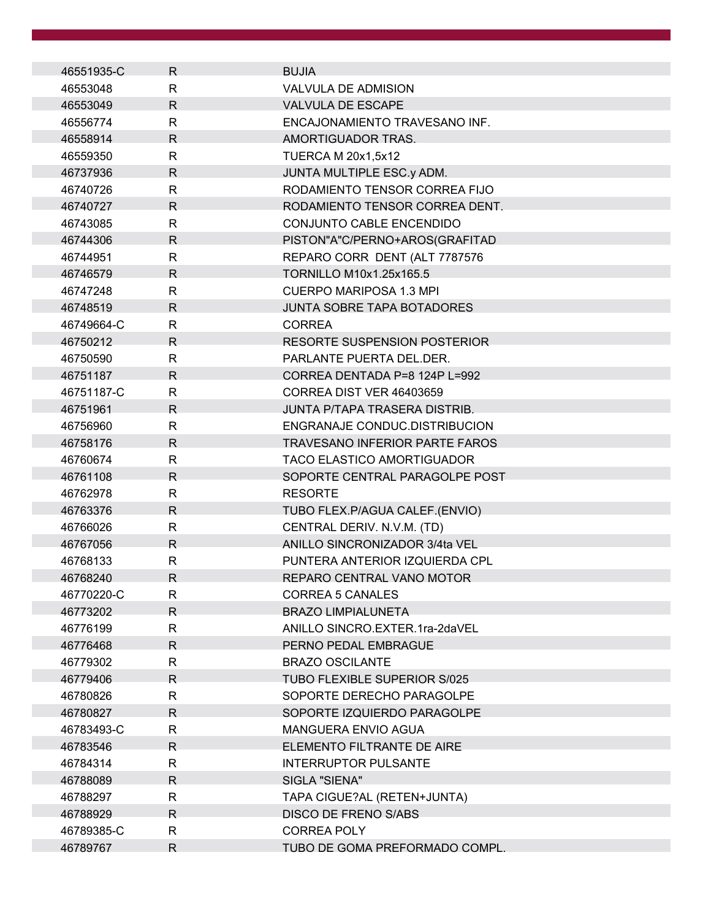| | | |
|---|---|---|
| 46551935-C | R | BUJIA |
| 46553048 | R | VALVULA DE ADMISION |
| 46553049 | R | VALVULA DE ESCAPE |
| 46556774 | R | ENCAJONAMIENTO TRAVESANO INF. |
| 46558914 | R | AMORTIGUADOR TRAS. |
| 46559350 | R | TUERCA M 20x1,5x12 |
| 46737936 | R | JUNTA MULTIPLE ESC.y ADM. |
| 46740726 | R | RODAMIENTO TENSOR CORREA FIJO |
| 46740727 | R | RODAMIENTO TENSOR CORREA DENT. |
| 46743085 | R | CONJUNTO CABLE ENCENDIDO |
| 46744306 | R | PISTON"A"C/PERNO+AROS(GRAFITAD |
| 46744951 | R | REPARO CORR DENT (ALT 7787576 |
| 46746579 | R | TORNILLO M10x1.25x165.5 |
| 46747248 | R | CUERPO MARIPOSA 1.3 MPI |
| 46748519 | R | JUNTA SOBRE TAPA BOTADORES |
| 46749664-C | R | CORREA |
| 46750212 | R | RESORTE SUSPENSION POSTERIOR |
| 46750590 | R | PARLANTE PUERTA DEL.DER. |
| 46751187 | R | CORREA DENTADA P=8 124P L=992 |
| 46751187-C | R | CORREA DIST VER 46403659 |
| 46751961 | R | JUNTA P/TAPA TRASERA DISTRIB. |
| 46756960 | R | ENGRANAJE CONDUC.DISTRIBUCION |
| 46758176 | R | TRAVESANO INFERIOR PARTE FAROS |
| 46760674 | R | TACO ELASTICO AMORTIGUADOR |
| 46761108 | R | SOPORTE CENTRAL PARAGOLPE POST |
| 46762978 | R | RESORTE |
| 46763376 | R | TUBO FLEX.P/AGUA CALEF.(ENVIO) |
| 46766026 | R | CENTRAL DERIV. N.V.M. (TD) |
| 46767056 | R | ANILLO SINCRONIZADOR 3/4ta VEL |
| 46768133 | R | PUNTERA ANTERIOR IZQUIERDA CPL |
| 46768240 | R | REPARO CENTRAL VANO MOTOR |
| 46770220-C | R | CORREA 5 CANALES |
| 46773202 | R | BRAZO LIMPIALUNETA |
| 46776199 | R | ANILLO SINCRO.EXTER.1ra-2daVEL |
| 46776468 | R | PERNO PEDAL EMBRAGUE |
| 46779302 | R | BRAZO OSCILANTE |
| 46779406 | R | TUBO FLEXIBLE SUPERIOR S/025 |
| 46780826 | R | SOPORTE DERECHO PARAGOLPE |
| 46780827 | R | SOPORTE IZQUIERDO PARAGOLPE |
| 46783493-C | R | MANGUERA ENVIO AGUA |
| 46783546 | R | ELEMENTO FILTRANTE DE AIRE |
| 46784314 | R | INTERRUPTOR PULSANTE |
| 46788089 | R | SIGLA "SIENA" |
| 46788297 | R | TAPA CIGUE?AL (RETEN+JUNTA) |
| 46788929 | R | DISCO DE FRENO S/ABS |
| 46789385-C | R | CORREA POLY |
| 46789767 | R | TUBO DE GOMA PREFORMADO COMPL. |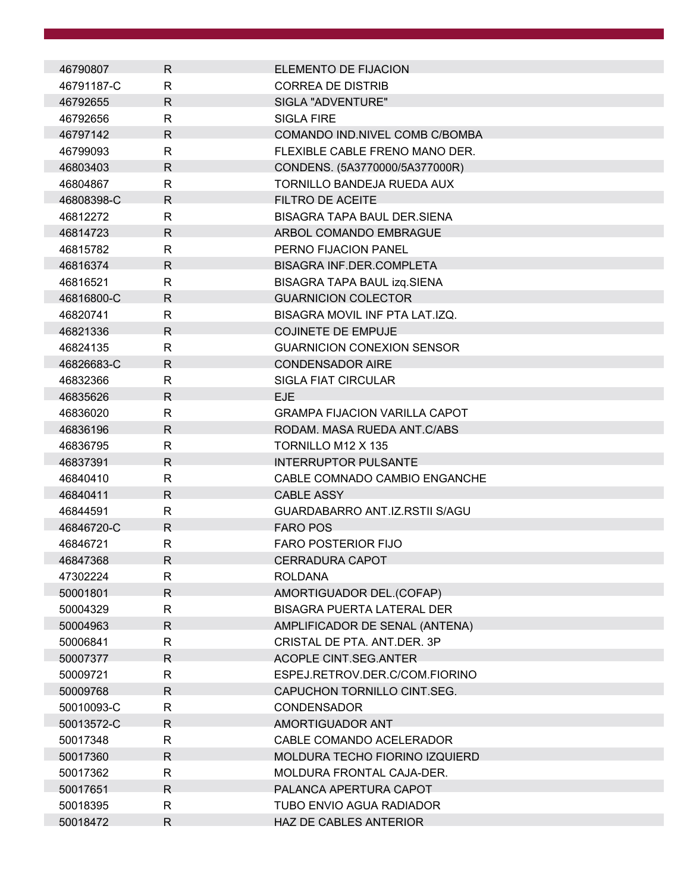| | | |
|---|---|---|
| 46790807 | R | ELEMENTO DE FIJACION |
| 46791187-C | R | CORREA DE DISTRIB |
| 46792655 | R | SIGLA "ADVENTURE" |
| 46792656 | R | SIGLA FIRE |
| 46797142 | R | COMANDO IND.NIVEL COMB C/BOMBA |
| 46799093 | R | FLEXIBLE CABLE FRENO MANO DER. |
| 46803403 | R | CONDENS. (5A3770000/5A377000R) |
| 46804867 | R | TORNILLO BANDEJA RUEDA AUX |
| 46808398-C | R | FILTRO DE ACEITE |
| 46812272 | R | BISAGRA TAPA BAUL DER.SIENA |
| 46814723 | R | ARBOL COMANDO EMBRAGUE |
| 46815782 | R | PERNO FIJACION PANEL |
| 46816374 | R | BISAGRA INF.DER.COMPLETA |
| 46816521 | R | BISAGRA TAPA BAUL izq.SIENA |
| 46816800-C | R | GUARNICION COLECTOR |
| 46820741 | R | BISAGRA MOVIL INF PTA LAT.IZQ. |
| 46821336 | R | COJINETE DE EMPUJE |
| 46824135 | R | GUARNICION CONEXION SENSOR |
| 46826683-C | R | CONDENSADOR AIRE |
| 46832366 | R | SIGLA FIAT CIRCULAR |
| 46835626 | R | EJE |
| 46836020 | R | GRAMPA FIJACION VARILLA CAPOT |
| 46836196 | R | RODAM. MASA RUEDA ANT.C/ABS |
| 46836795 | R | TORNILLO M12 X 135 |
| 46837391 | R | INTERRUPTOR PULSANTE |
| 46840410 | R | CABLE COMNADO CAMBIO ENGANCHE |
| 46840411 | R | CABLE ASSY |
| 46844591 | R | GUARDABARRO ANT.IZ.RSTII S/AGU |
| 46846720-C | R | FARO POS |
| 46846721 | R | FARO POSTERIOR FIJO |
| 46847368 | R | CERRADURA CAPOT |
| 47302224 | R | ROLDANA |
| 50001801 | R | AMORTIGUADOR DEL.(COFAP) |
| 50004329 | R | BISAGRA PUERTA LATERAL DER |
| 50004963 | R | AMPLIFICADOR DE SENAL (ANTENA) |
| 50006841 | R | CRISTAL DE PTA. ANT.DER. 3P |
| 50007377 | R | ACOPLE CINT.SEG.ANTER |
| 50009721 | R | ESPEJ.RETROV.DER.C/COM.FIORINO |
| 50009768 | R | CAPUCHON TORNILLO CINT.SEG. |
| 50010093-C | R | CONDENSADOR |
| 50013572-C | R | AMORTIGUADOR ANT |
| 50017348 | R | CABLE COMANDO ACELERADOR |
| 50017360 | R | MOLDURA TECHO FIORINO IZQUIERD |
| 50017362 | R | MOLDURA FRONTAL CAJA-DER. |
| 50017651 | R | PALANCA APERTURA CAPOT |
| 50018395 | R | TUBO ENVIO AGUA RADIADOR |
| 50018472 | R | HAZ DE CABLES ANTERIOR |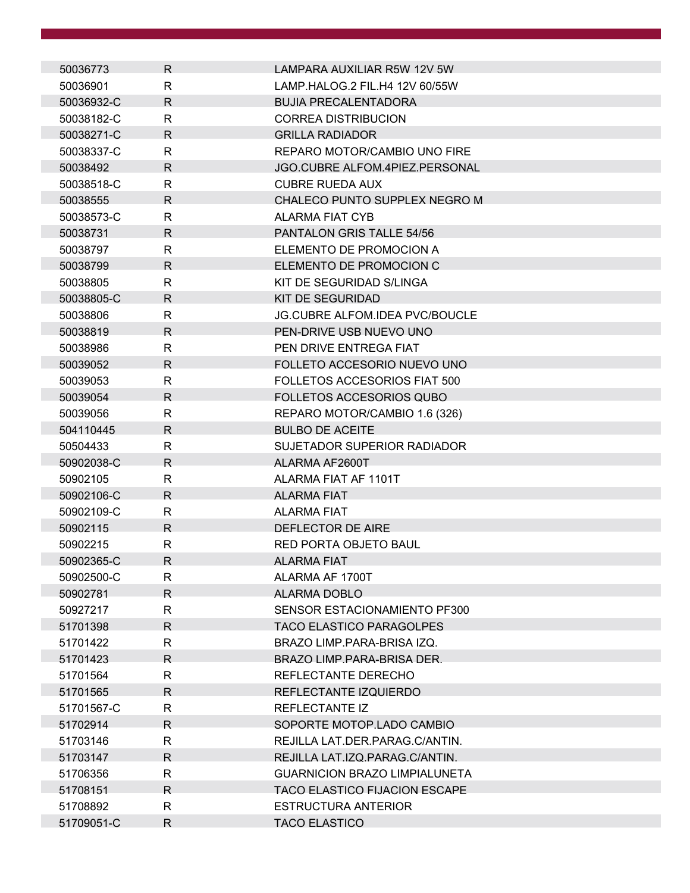| | | |
|---|---|---|
| 50036773 | R | LAMPARA AUXILIAR R5W 12V 5W |
| 50036901 | R | LAMP.HALOG.2 FIL.H4 12V 60/55W |
| 50036932-C | R | BUJIA PRECALENTADORA |
| 50038182-C | R | CORREA DISTRIBUCION |
| 50038271-C | R | GRILLA RADIADOR |
| 50038337-C | R | REPARO MOTOR/CAMBIO UNO FIRE |
| 50038492 | R | JGO.CUBRE ALFOM.4PIEZ.PERSONAL |
| 50038518-C | R | CUBRE RUEDA AUX |
| 50038555 | R | CHALECO PUNTO SUPPLEX NEGRO M |
| 50038573-C | R | ALARMA FIAT CYB |
| 50038731 | R | PANTALON GRIS TALLE 54/56 |
| 50038797 | R | ELEMENTO DE PROMOCION A |
| 50038799 | R | ELEMENTO DE PROMOCION C |
| 50038805 | R | KIT DE SEGURIDAD S/LINGA |
| 50038805-C | R | KIT DE SEGURIDAD |
| 50038806 | R | JG.CUBRE ALFOM.IDEA PVC/BOUCLE |
| 50038819 | R | PEN-DRIVE USB NUEVO UNO |
| 50038986 | R | PEN DRIVE ENTREGA FIAT |
| 50039052 | R | FOLLETO ACCESORIO NUEVO UNO |
| 50039053 | R | FOLLETOS ACCESORIOS FIAT 500 |
| 50039054 | R | FOLLETOS ACCESORIOS QUBO |
| 50039056 | R | REPARO MOTOR/CAMBIO 1.6 (326) |
| 504110445 | R | BULBO DE ACEITE |
| 50504433 | R | SUJETADOR SUPERIOR RADIADOR |
| 50902038-C | R | ALARMA AF2600T |
| 50902105 | R | ALARMA FIAT AF 1101T |
| 50902106-C | R | ALARMA FIAT |
| 50902109-C | R | ALARMA FIAT |
| 50902115 | R | DEFLECTOR DE AIRE |
| 50902215 | R | RED PORTA OBJETO BAUL |
| 50902365-C | R | ALARMA FIAT |
| 50902500-C | R | ALARMA AF 1700T |
| 50902781 | R | ALARMA DOBLO |
| 50927217 | R | SENSOR ESTACIONAMIENTO PF300 |
| 51701398 | R | TACO ELASTICO PARAGOLPES |
| 51701422 | R | BRAZO LIMP.PARA-BRISA IZQ. |
| 51701423 | R | BRAZO LIMP.PARA-BRISA DER. |
| 51701564 | R | REFLECTANTE DERECHO |
| 51701565 | R | REFLECTANTE IZQUIERDO |
| 51701567-C | R | REFLECTANTE IZ |
| 51702914 | R | SOPORTE MOTOP.LADO CAMBIO |
| 51703146 | R | REJILLA LAT.DER.PARAG.C/ANTIN. |
| 51703147 | R | REJILLA LAT.IZQ.PARAG.C/ANTIN. |
| 51706356 | R | GUARNICION BRAZO LIMPIALUNETA |
| 51708151 | R | TACO ELASTICO FIJACION ESCAPE |
| 51708892 | R | ESTRUCTURA ANTERIOR |
| 51709051-C | R | TACO ELASTICO |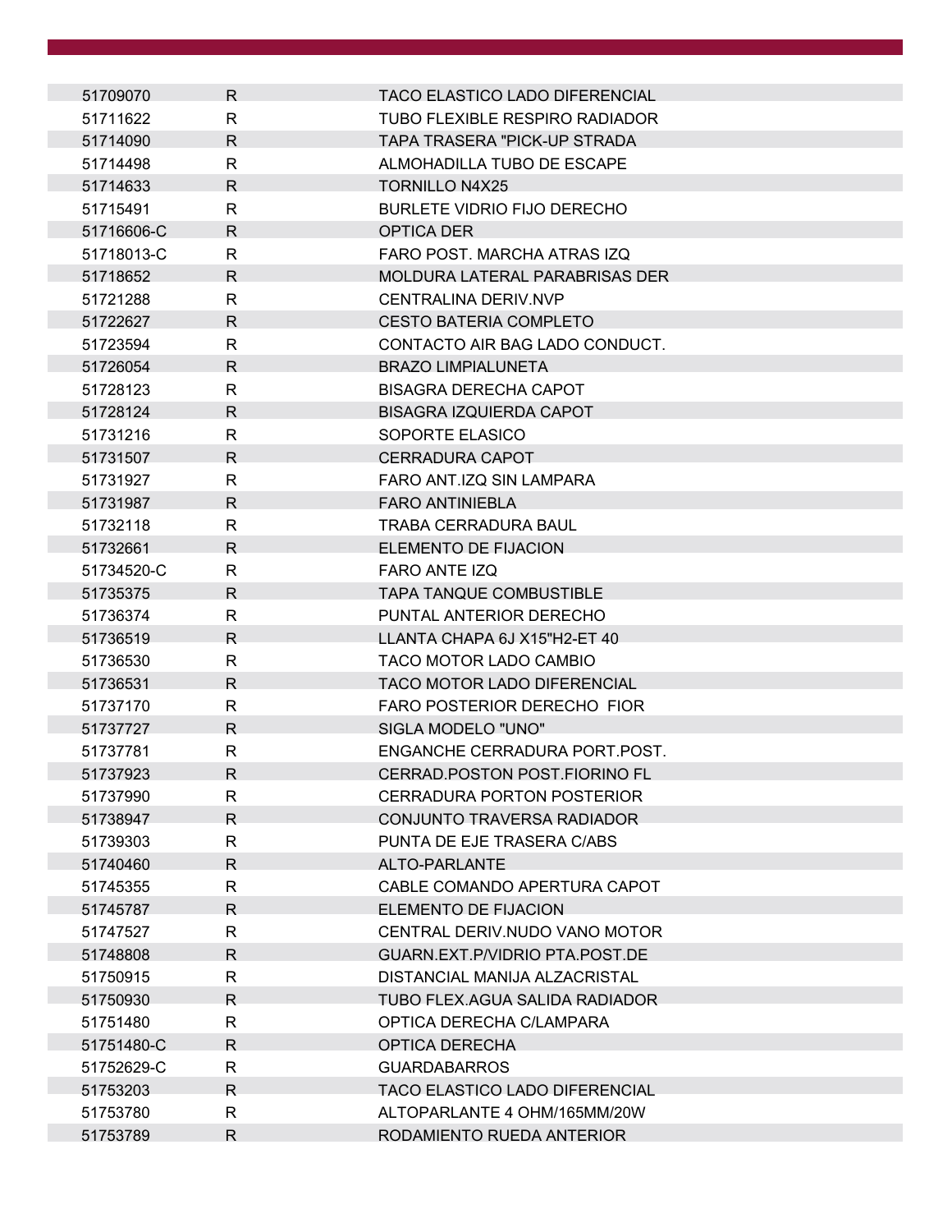| | | |
|---|---|---|
| 51709070 | R | TACO ELASTICO LADO DIFERENCIAL |
| 51711622 | R | TUBO FLEXIBLE RESPIRO RADIADOR |
| 51714090 | R | TAPA TRASERA "PICK-UP STRADA |
| 51714498 | R | ALMOHADILLA TUBO DE ESCAPE |
| 51714633 | R | TORNILLO N4X25 |
| 51715491 | R | BURLETE VIDRIO FIJO DERECHO |
| 51716606-C | R | OPTICA DER |
| 51718013-C | R | FARO POST. MARCHA ATRAS IZQ |
| 51718652 | R | MOLDURA LATERAL PARABRISAS DER |
| 51721288 | R | CENTRALINA DERIV.NVP |
| 51722627 | R | CESTO BATERIA COMPLETO |
| 51723594 | R | CONTACTO AIR BAG LADO CONDUCT. |
| 51726054 | R | BRAZO LIMPIALUNETA |
| 51728123 | R | BISAGRA DERECHA CAPOT |
| 51728124 | R | BISAGRA IZQUIERDA CAPOT |
| 51731216 | R | SOPORTE ELASICO |
| 51731507 | R | CERRADURA CAPOT |
| 51731927 | R | FARO ANT.IZQ SIN LAMPARA |
| 51731987 | R | FARO ANTINIEBLA |
| 51732118 | R | TRABA CERRADURA BAUL |
| 51732661 | R | ELEMENTO DE FIJACION |
| 51734520-C | R | FARO ANTE IZQ |
| 51735375 | R | TAPA TANQUE COMBUSTIBLE |
| 51736374 | R | PUNTAL ANTERIOR DERECHO |
| 51736519 | R | LLANTA CHAPA 6J X15"H2-ET 40 |
| 51736530 | R | TACO MOTOR LADO CAMBIO |
| 51736531 | R | TACO MOTOR LADO DIFERENCIAL |
| 51737170 | R | FARO POSTERIOR DERECHO FIOR |
| 51737727 | R | SIGLA MODELO "UNO" |
| 51737781 | R | ENGANCHE CERRADURA PORT.POST. |
| 51737923 | R | CERRAD.POSTON POST.FIORINO FL |
| 51737990 | R | CERRADURA PORTON POSTERIOR |
| 51738947 | R | CONJUNTO TRAVERSA RADIADOR |
| 51739303 | R | PUNTA DE EJE TRASERA C/ABS |
| 51740460 | R | ALTO-PARLANTE |
| 51745355 | R | CABLE COMANDO APERTURA CAPOT |
| 51745787 | R | ELEMENTO DE FIJACION |
| 51747527 | R | CENTRAL DERIV.NUDO VANO MOTOR |
| 51748808 | R | GUARN.EXT.P/VIDRIO PTA.POST.DE |
| 51750915 | R | DISTANCIAL MANIJA ALZACRISTAL |
| 51750930 | R | TUBO FLEX.AGUA SALIDA RADIADOR |
| 51751480 | R | OPTICA DERECHA C/LAMPARA |
| 51751480-C | R | OPTICA DERECHA |
| 51752629-C | R | GUARDABARROS |
| 51753203 | R | TACO ELASTICO LADO DIFERENCIAL |
| 51753780 | R | ALTOPARLANTE 4 OHM/165MM/20W |
| 51753789 | R | RODAMIENTO RUEDA ANTERIOR |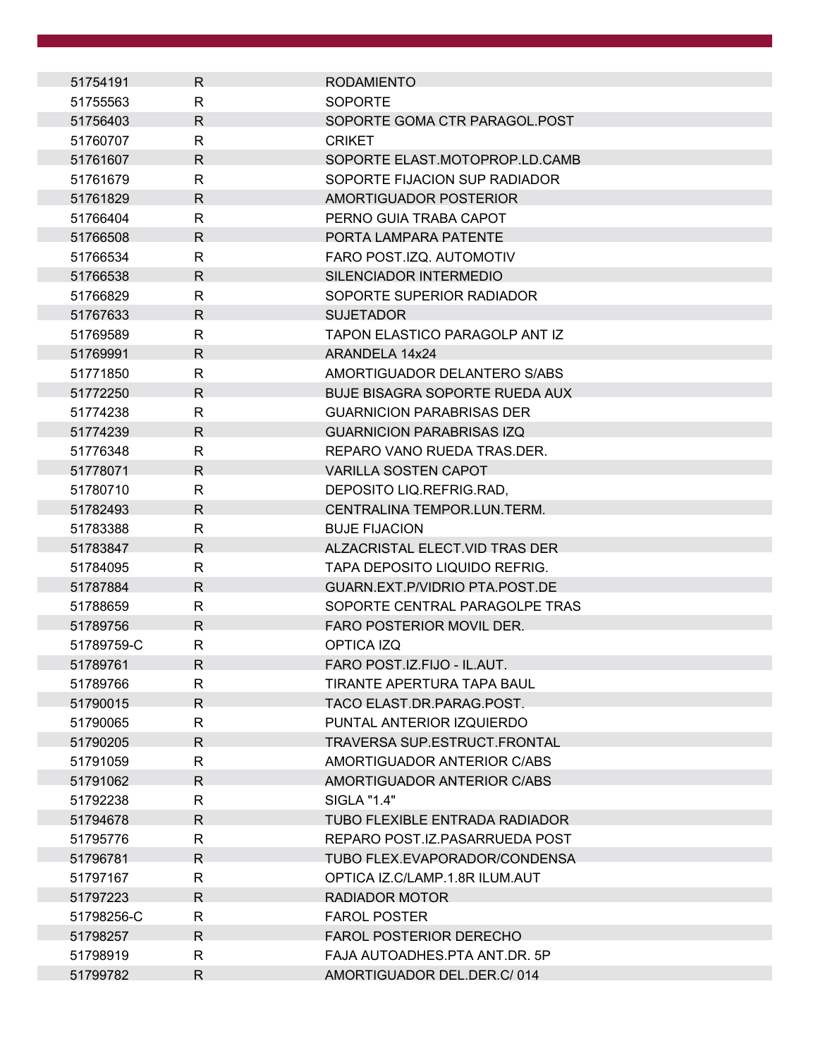| | | |
|---|---|---|
| 51754191 | R | RODAMIENTO |
| 51755563 | R | SOPORTE |
| 51756403 | R | SOPORTE GOMA CTR PARAGOL.POST |
| 51760707 | R | CRIKET |
| 51761607 | R | SOPORTE ELAST.MOTOPROP.LD.CAMB |
| 51761679 | R | SOPORTE FIJACION SUP RADIADOR |
| 51761829 | R | AMORTIGUADOR POSTERIOR |
| 51766404 | R | PERNO GUIA TRABA CAPOT |
| 51766508 | R | PORTA LAMPARA PATENTE |
| 51766534 | R | FARO POST.IZQ. AUTOMOTIV |
| 51766538 | R | SILENCIADOR INTERMEDIO |
| 51766829 | R | SOPORTE SUPERIOR RADIADOR |
| 51767633 | R | SUJETADOR |
| 51769589 | R | TAPON ELASTICO PARAGOLP ANT IZ |
| 51769991 | R | ARANDELA 14x24 |
| 51771850 | R | AMORTIGUADOR DELANTERO S/ABS |
| 51772250 | R | BUJE BISAGRA SOPORTE RUEDA AUX |
| 51774238 | R | GUARNICION PARABRISAS DER |
| 51774239 | R | GUARNICION PARABRISAS IZQ |
| 51776348 | R | REPARO VANO RUEDA TRAS.DER. |
| 51778071 | R | VARILLA SOSTEN CAPOT |
| 51780710 | R | DEPOSITO LIQ.REFRIG.RAD, |
| 51782493 | R | CENTRALINA TEMPOR.LUN.TERM. |
| 51783388 | R | BUJE FIJACION |
| 51783847 | R | ALZACRISTAL ELECT.VID TRAS DER |
| 51784095 | R | TAPA DEPOSITO LIQUIDO REFRIG. |
| 51787884 | R | GUARN.EXT.P/VIDRIO PTA.POST.DE |
| 51788659 | R | SOPORTE CENTRAL PARAGOLPE TRAS |
| 51789756 | R | FARO POSTERIOR MOVIL DER. |
| 51789759-C | R | OPTICA IZQ |
| 51789761 | R | FARO POST.IZ.FIJO - IL.AUT. |
| 51789766 | R | TIRANTE APERTURA TAPA BAUL |
| 51790015 | R | TACO ELAST.DR.PARAG.POST. |
| 51790065 | R | PUNTAL ANTERIOR IZQUIERDO |
| 51790205 | R | TRAVERSA SUP.ESTRUCT.FRONTAL |
| 51791059 | R | AMORTIGUADOR ANTERIOR C/ABS |
| 51791062 | R | AMORTIGUADOR ANTERIOR C/ABS |
| 51792238 | R | SIGLA "1.4" |
| 51794678 | R | TUBO FLEXIBLE ENTRADA RADIADOR |
| 51795776 | R | REPARO POST.IZ.PASARRUEDA POST |
| 51796781 | R | TUBO FLEX.EVAPORADOR/CONDENSA |
| 51797167 | R | OPTICA IZ.C/LAMP.1.8R ILUM.AUT |
| 51797223 | R | RADIADOR MOTOR |
| 51798256-C | R | FAROL POSTER |
| 51798257 | R | FAROL POSTERIOR DERECHO |
| 51798919 | R | FAJA AUTOADHES.PTA ANT.DR. 5P |
| 51799782 | R | AMORTIGUADOR DEL.DER.C/ 014 |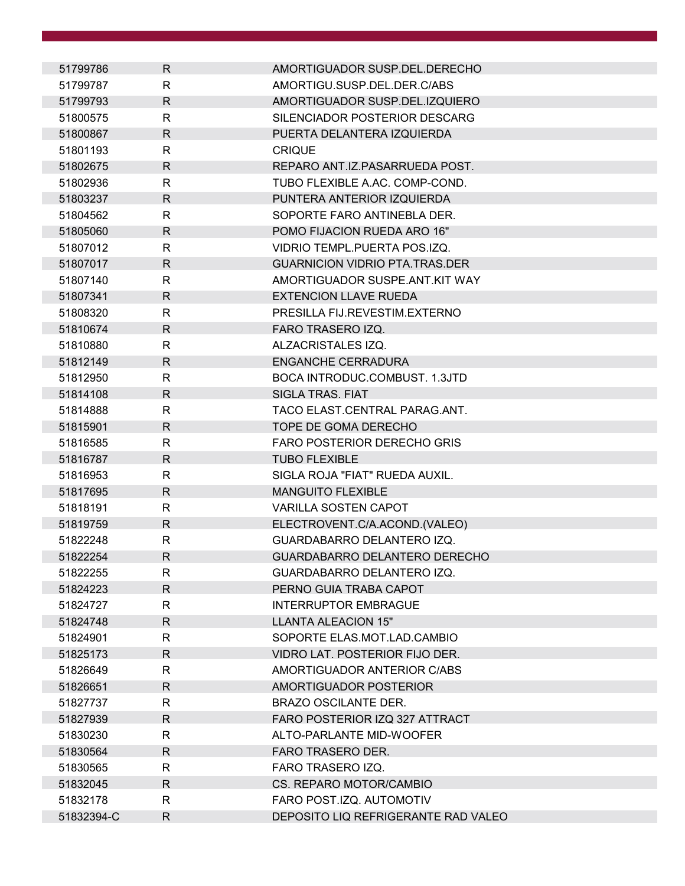| | | |
|---|---|---|
| 51799786 | R | AMORTIGUADOR SUSP.DEL.DERECHO |
| 51799787 | R | AMORTIGU.SUSP.DEL.DER.C/ABS |
| 51799793 | R | AMORTIGUADOR SUSP.DEL.IZQUIERO |
| 51800575 | R | SILENCIADOR POSTERIOR DESCARG |
| 51800867 | R | PUERTA DELANTERA IZQUIERDA |
| 51801193 | R | CRIQUE |
| 51802675 | R | REPARO ANT.IZ.PASARRUEDA POST. |
| 51802936 | R | TUBO FLEXIBLE A.AC. COMP-COND. |
| 51803237 | R | PUNTERA ANTERIOR IZQUIERDA |
| 51804562 | R | SOPORTE FARO ANTINEBLA DER. |
| 51805060 | R | POMO FIJACION RUEDA ARO 16" |
| 51807012 | R | VIDRIO TEMPL.PUERTA POS.IZQ. |
| 51807017 | R | GUARNICION VIDRIO PTA.TRAS.DER |
| 51807140 | R | AMORTIGUADOR SUSPE.ANT.KIT WAY |
| 51807341 | R | EXTENCION LLAVE RUEDA |
| 51808320 | R | PRESILLA FIJ.REVESTIM.EXTERNO |
| 51810674 | R | FARO TRASERO IZQ. |
| 51810880 | R | ALZACRISTALES IZQ. |
| 51812149 | R | ENGANCHE CERRADURA |
| 51812950 | R | BOCA INTRODUC.COMBUST. 1.3JTD |
| 51814108 | R | SIGLA TRAS. FIAT |
| 51814888 | R | TACO ELAST.CENTRAL PARAG.ANT. |
| 51815901 | R | TOPE DE GOMA DERECHO |
| 51816585 | R | FARO POSTERIOR DERECHO GRIS |
| 51816787 | R | TUBO FLEXIBLE |
| 51816953 | R | SIGLA ROJA "FIAT" RUEDA AUXIL. |
| 51817695 | R | MANGUITO FLEXIBLE |
| 51818191 | R | VARILLA SOSTEN CAPOT |
| 51819759 | R | ELECTROVENT.C/A.ACOND.(VALEO) |
| 51822248 | R | GUARDABARRO DELANTERO IZQ. |
| 51822254 | R | GUARDABARRO DELANTERO DERECHO |
| 51822255 | R | GUARDABARRO DELANTERO IZQ. |
| 51824223 | R | PERNO GUIA TRABA CAPOT |
| 51824727 | R | INTERRUPTOR EMBRAGUE |
| 51824748 | R | LLANTA ALEACION 15" |
| 51824901 | R | SOPORTE ELAS.MOT.LAD.CAMBIO |
| 51825173 | R | VIDRO LAT. POSTERIOR FIJO DER. |
| 51826649 | R | AMORTIGUADOR ANTERIOR C/ABS |
| 51826651 | R | AMORTIGUADOR POSTERIOR |
| 51827737 | R | BRAZO OSCILANTE DER. |
| 51827939 | R | FARO POSTERIOR IZQ 327 ATTRACT |
| 51830230 | R | ALTO-PARLANTE MID-WOOFER |
| 51830564 | R | FARO TRASERO DER. |
| 51830565 | R | FARO TRASERO IZQ. |
| 51832045 | R | CS. REPARO MOTOR/CAMBIO |
| 51832178 | R | FARO POST.IZQ. AUTOMOTIV |
| 51832394-C | R | DEPOSITO LIQ REFRIGERANTE RAD VALEO |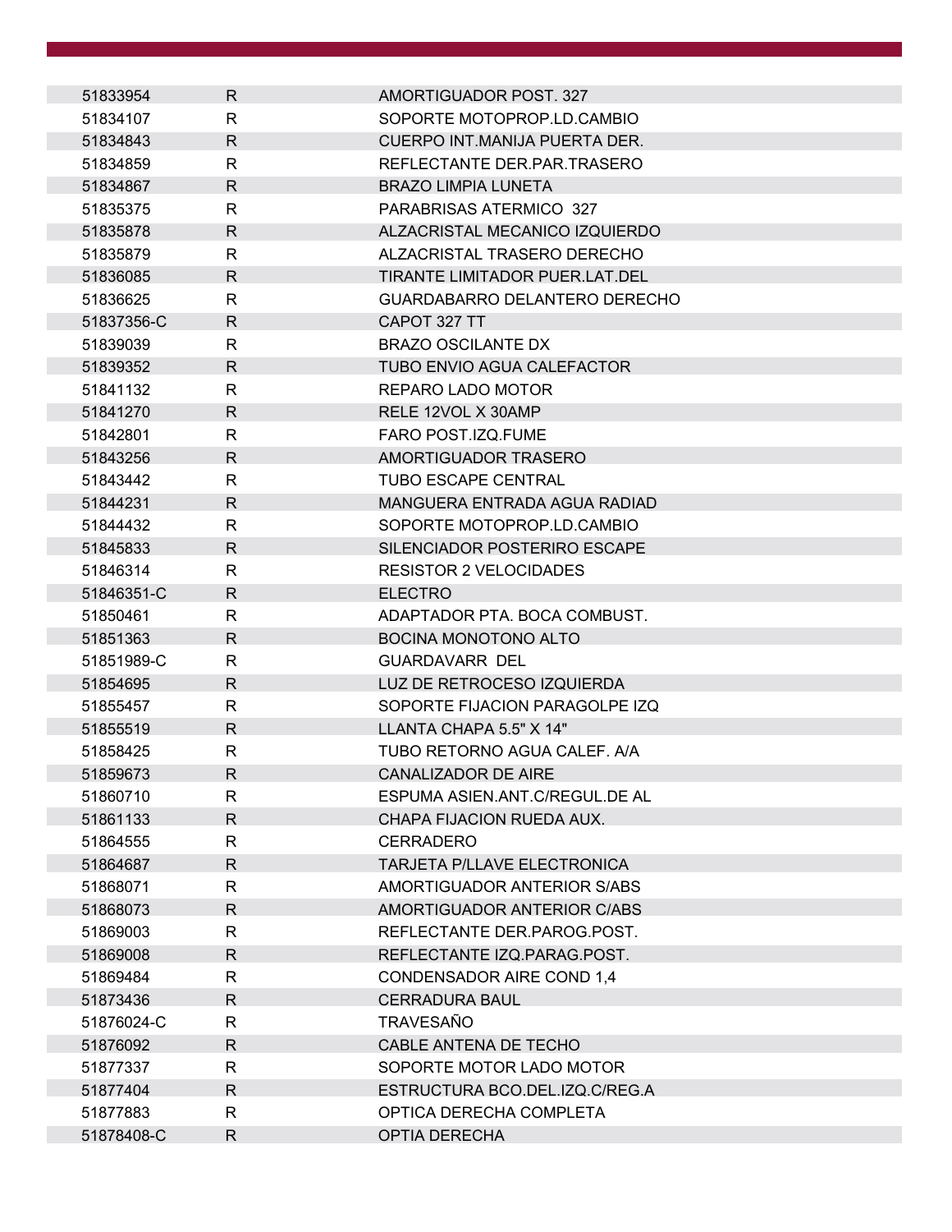| | | |
|---|---|---|
| 51833954 | R | AMORTIGUADOR POST. 327 |
| 51834107 | R | SOPORTE MOTOPROP.LD.CAMBIO |
| 51834843 | R | CUERPO INT.MANIJA PUERTA DER. |
| 51834859 | R | REFLECTANTE DER.PAR.TRASERO |
| 51834867 | R | BRAZO LIMPIA LUNETA |
| 51835375 | R | PARABRISAS ATERMICO 327 |
| 51835878 | R | ALZACRISTAL MECANICO IZQUIERDO |
| 51835879 | R | ALZACRISTAL TRASERO DERECHO |
| 51836085 | R | TIRANTE LIMITADOR PUER.LAT.DEL |
| 51836625 | R | GUARDABARRO DELANTERO DERECHO |
| 51837356-C | R | CAPOT 327 TT |
| 51839039 | R | BRAZO OSCILANTE DX |
| 51839352 | R | TUBO ENVIO AGUA CALEFACTOR |
| 51841132 | R | REPARO LADO MOTOR |
| 51841270 | R | RELE 12VOL X 30AMP |
| 51842801 | R | FARO POST.IZQ.FUME |
| 51843256 | R | AMORTIGUADOR TRASERO |
| 51843442 | R | TUBO ESCAPE CENTRAL |
| 51844231 | R | MANGUERA ENTRADA AGUA RADIAD |
| 51844432 | R | SOPORTE MOTOPROP.LD.CAMBIO |
| 51845833 | R | SILENCIADOR POSTERIRO ESCAPE |
| 51846314 | R | RESISTOR 2 VELOCIDADES |
| 51846351-C | R | ELECTRO |
| 51850461 | R | ADAPTADOR PTA. BOCA COMBUST. |
| 51851363 | R | BOCINA MONOTONO ALTO |
| 51851989-C | R | GUARDAVARR DEL |
| 51854695 | R | LUZ DE RETROCESO IZQUIERDA |
| 51855457 | R | SOPORTE FIJACION PARAGOLPE IZQ |
| 51855519 | R | LLANTA CHAPA 5.5" X 14" |
| 51858425 | R | TUBO RETORNO AGUA CALEF. A/A |
| 51859673 | R | CANALIZADOR DE AIRE |
| 51860710 | R | ESPUMA ASIEN.ANT.C/REGUL.DE AL |
| 51861133 | R | CHAPA FIJACION RUEDA AUX. |
| 51864555 | R | CERRADERO |
| 51864687 | R | TARJETA P/LLAVE ELECTRONICA |
| 51868071 | R | AMORTIGUADOR ANTERIOR S/ABS |
| 51868073 | R | AMORTIGUADOR ANTERIOR C/ABS |
| 51869003 | R | REFLECTANTE DER.PAROG.POST. |
| 51869008 | R | REFLECTANTE IZQ.PARAG.POST. |
| 51869484 | R | CONDENSADOR AIRE COND 1,4 |
| 51873436 | R | CERRADURA BAUL |
| 51876024-C | R | TRAVESAÑO |
| 51876092 | R | CABLE ANTENA DE TECHO |
| 51877337 | R | SOPORTE MOTOR LADO MOTOR |
| 51877404 | R | ESTRUCTURA BCO.DEL.IZQ.C/REG.A |
| 51877883 | R | OPTICA DERECHA COMPLETA |
| 51878408-C | R | OPTIA DERECHA |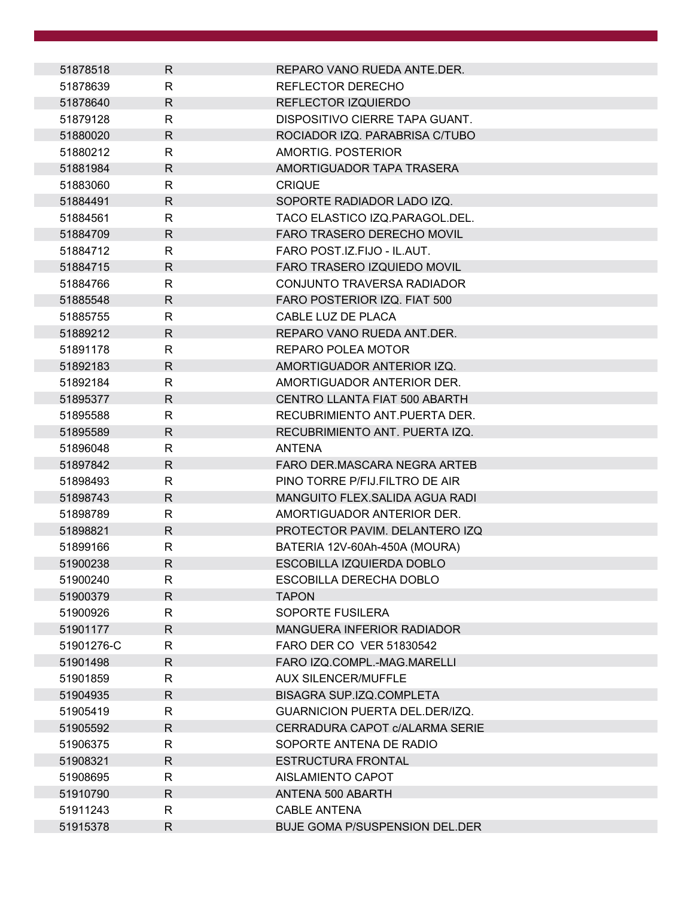| | | |
|---|---|---|
| 51878518 | R | REPARO VANO RUEDA ANTE.DER. |
| 51878639 | R | REFLECTOR DERECHO |
| 51878640 | R | REFLECTOR IZQUIERDO |
| 51879128 | R | DISPOSITIVO CIERRE TAPA GUANT. |
| 51880020 | R | ROCIADOR IZQ. PARABRISA C/TUBO |
| 51880212 | R | AMORTIG. POSTERIOR |
| 51881984 | R | AMORTIGUADOR TAPA TRASERA |
| 51883060 | R | CRIQUE |
| 51884491 | R | SOPORTE RADIADOR LADO IZQ. |
| 51884561 | R | TACO ELASTICO IZQ.PARAGOL.DEL. |
| 51884709 | R | FARO TRASERO DERECHO MOVIL |
| 51884712 | R | FARO POST.IZ.FIJO - IL.AUT. |
| 51884715 | R | FARO TRASERO IZQUIEDO MOVIL |
| 51884766 | R | CONJUNTO TRAVERSA RADIADOR |
| 51885548 | R | FARO POSTERIOR IZQ. FIAT 500 |
| 51885755 | R | CABLE LUZ DE PLACA |
| 51889212 | R | REPARO VANO RUEDA ANT.DER. |
| 51891178 | R | REPARO POLEA MOTOR |
| 51892183 | R | AMORTIGUADOR ANTERIOR IZQ. |
| 51892184 | R | AMORTIGUADOR ANTERIOR DER. |
| 51895377 | R | CENTRO LLANTA FIAT 500 ABARTH |
| 51895588 | R | RECUBRIMIENTO ANT.PUERTA DER. |
| 51895589 | R | RECUBRIMIENTO ANT. PUERTA IZQ. |
| 51896048 | R | ANTENA |
| 51897842 | R | FARO DER.MASCARA NEGRA ARTEB |
| 51898493 | R | PINO TORRE P/FIJ.FILTRO DE AIR |
| 51898743 | R | MANGUITO FLEX.SALIDA AGUA RADI |
| 51898789 | R | AMORTIGUADOR ANTERIOR DER. |
| 51898821 | R | PROTECTOR PAVIM. DELANTERO IZQ |
| 51899166 | R | BATERIA 12V-60Ah-450A (MOURA) |
| 51900238 | R | ESCOBILLA IZQUIERDA DOBLO |
| 51900240 | R | ESCOBILLA DERECHA DOBLO |
| 51900379 | R | TAPON |
| 51900926 | R | SOPORTE FUSILERA |
| 51901177 | R | MANGUERA INFERIOR RADIADOR |
| 51901276-C | R | FARO DER CO VER 51830542 |
| 51901498 | R | FARO IZQ.COMPL.-MAG.MARELLI |
| 51901859 | R | AUX SILENCER/MUFFLE |
| 51904935 | R | BISAGRA SUP.IZQ.COMPLETA |
| 51905419 | R | GUARNICION PUERTA DEL.DER/IZQ. |
| 51905592 | R | CERRADURA CAPOT c/ALARMA SERIE |
| 51906375 | R | SOPORTE ANTENA DE RADIO |
| 51908321 | R | ESTRUCTURA FRONTAL |
| 51908695 | R | AISLAMIENTO CAPOT |
| 51910790 | R | ANTENA 500 ABARTH |
| 51911243 | R | CABLE ANTENA |
| 51915378 | R | BUJE GOMA P/SUSPENSION DEL.DER |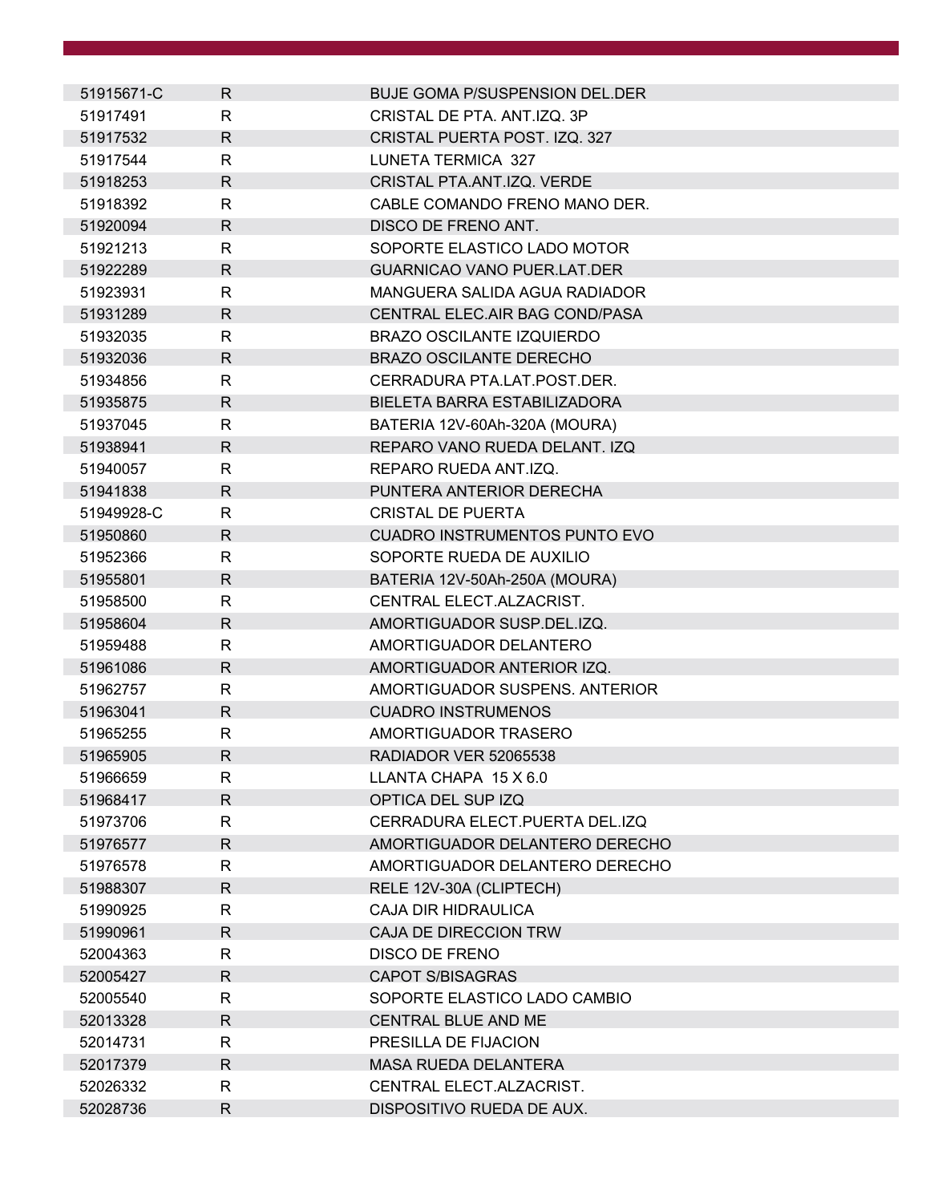| | | |
|---|---|---|
| 51915671-C | R | BUJE GOMA P/SUSPENSION DEL.DER |
| 51917491 | R | CRISTAL DE PTA. ANT.IZQ. 3P |
| 51917532 | R | CRISTAL PUERTA POST. IZQ. 327 |
| 51917544 | R | LUNETA TERMICA 327 |
| 51918253 | R | CRISTAL PTA.ANT.IZQ. VERDE |
| 51918392 | R | CABLE COMANDO FRENO MANO DER. |
| 51920094 | R | DISCO DE FRENO ANT. |
| 51921213 | R | SOPORTE ELASTICO LADO MOTOR |
| 51922289 | R | GUARNICAO VANO PUER.LAT.DER |
| 51923931 | R | MANGUERA SALIDA AGUA RADIADOR |
| 51931289 | R | CENTRAL ELEC.AIR BAG COND/PASA |
| 51932035 | R | BRAZO OSCILANTE IZQUIERDO |
| 51932036 | R | BRAZO OSCILANTE DERECHO |
| 51934856 | R | CERRADURA PTA.LAT.POST.DER. |
| 51935875 | R | BIELETA BARRA ESTABILIZADORA |
| 51937045 | R | BATERIA 12V-60Ah-320A (MOURA) |
| 51938941 | R | REPARO VANO RUEDA DELANT. IZQ |
| 51940057 | R | REPARO RUEDA ANT.IZQ. |
| 51941838 | R | PUNTERA ANTERIOR DERECHA |
| 51949928-C | R | CRISTAL DE PUERTA |
| 51950860 | R | CUADRO INSTRUMENTOS PUNTO EVO |
| 51952366 | R | SOPORTE RUEDA DE AUXILIO |
| 51955801 | R | BATERIA 12V-50Ah-250A (MOURA) |
| 51958500 | R | CENTRAL ELECT.ALZACRIST. |
| 51958604 | R | AMORTIGUADOR SUSP.DEL.IZQ. |
| 51959488 | R | AMORTIGUADOR DELANTERO |
| 51961086 | R | AMORTIGUADOR ANTERIOR IZQ. |
| 51962757 | R | AMORTIGUADOR SUSPENS. ANTERIOR |
| 51963041 | R | CUADRO INSTRUMENOS |
| 51965255 | R | AMORTIGUADOR TRASERO |
| 51965905 | R | RADIADOR VER 52065538 |
| 51966659 | R | LLANTA CHAPA 15 X 6.0 |
| 51968417 | R | OPTICA DEL SUP IZQ |
| 51973706 | R | CERRADURA ELECT.PUERTA DEL.IZQ |
| 51976577 | R | AMORTIGUADOR DELANTERO DERECHO |
| 51976578 | R | AMORTIGUADOR DELANTERO DERECHO |
| 51988307 | R | RELE 12V-30A (CLIPTECH) |
| 51990925 | R | CAJA DIR HIDRAULICA |
| 51990961 | R | CAJA DE DIRECCION TRW |
| 52004363 | R | DISCO DE FRENO |
| 52005427 | R | CAPOT S/BISAGRAS |
| 52005540 | R | SOPORTE ELASTICO LADO CAMBIO |
| 52013328 | R | CENTRAL BLUE AND ME |
| 52014731 | R | PRESILLA DE FIJACION |
| 52017379 | R | MASA RUEDA DELANTERA |
| 52026332 | R | CENTRAL ELECT.ALZACRIST. |
| 52028736 | R | DISPOSITIVO RUEDA DE AUX. |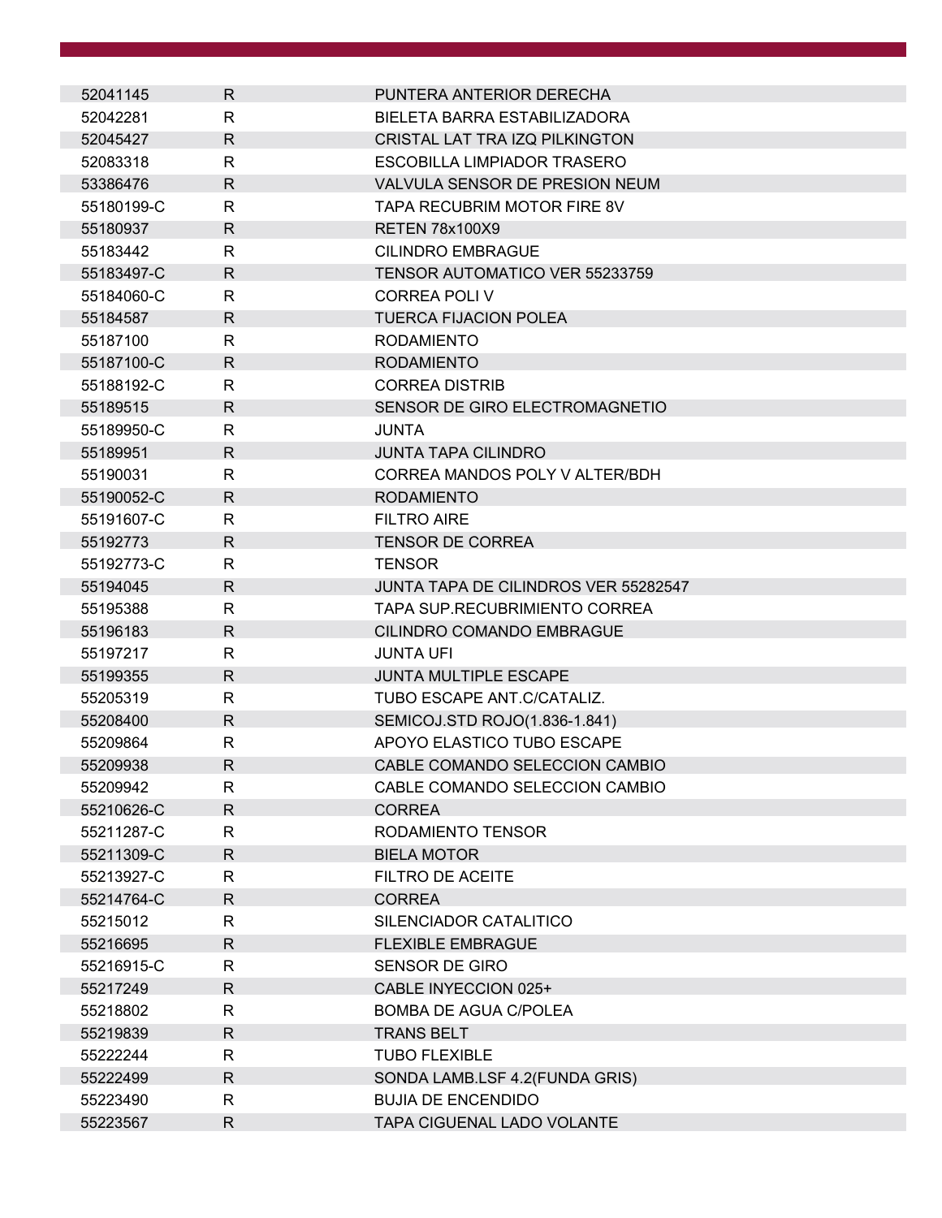| | | |
|---|---|---|
| 52041145 | R | PUNTERA ANTERIOR DERECHA |
| 52042281 | R | BIELETA BARRA ESTABILIZADORA |
| 52045427 | R | CRISTAL LAT TRA IZQ PILKINGTON |
| 52083318 | R | ESCOBILLA LIMPIADOR TRASERO |
| 53386476 | R | VALVULA SENSOR DE PRESION NEUM |
| 55180199-C | R | TAPA RECUBRIM MOTOR FIRE 8V |
| 55180937 | R | RETEN 78x100X9 |
| 55183442 | R | CILINDRO EMBRAGUE |
| 55183497-C | R | TENSOR AUTOMATICO VER 55233759 |
| 55184060-C | R | CORREA POLI V |
| 55184587 | R | TUERCA FIJACION POLEA |
| 55187100 | R | RODAMIENTO |
| 55187100-C | R | RODAMIENTO |
| 55188192-C | R | CORREA DISTRIB |
| 55189515 | R | SENSOR DE GIRO ELECTROMAGNETIO |
| 55189950-C | R | JUNTA |
| 55189951 | R | JUNTA TAPA CILINDRO |
| 55190031 | R | CORREA MANDOS POLY V ALTER/BDH |
| 55190052-C | R | RODAMIENTO |
| 55191607-C | R | FILTRO AIRE |
| 55192773 | R | TENSOR DE CORREA |
| 55192773-C | R | TENSOR |
| 55194045 | R | JUNTA TAPA DE CILINDROS VER 55282547 |
| 55195388 | R | TAPA SUP.RECUBRIMIENTO CORREA |
| 55196183 | R | CILINDRO COMANDO EMBRAGUE |
| 55197217 | R | JUNTA UFI |
| 55199355 | R | JUNTA MULTIPLE ESCAPE |
| 55205319 | R | TUBO ESCAPE ANT.C/CATALIZ. |
| 55208400 | R | SEMICOJ.STD ROJO(1.836-1.841) |
| 55209864 | R | APOYO ELASTICO TUBO ESCAPE |
| 55209938 | R | CABLE COMANDO SELECCION CAMBIO |
| 55209942 | R | CABLE COMANDO SELECCION CAMBIO |
| 55210626-C | R | CORREA |
| 55211287-C | R | RODAMIENTO TENSOR |
| 55211309-C | R | BIELA MOTOR |
| 55213927-C | R | FILTRO DE ACEITE |
| 55214764-C | R | CORREA |
| 55215012 | R | SILENCIADOR CATALITICO |
| 55216695 | R | FLEXIBLE EMBRAGUE |
| 55216915-C | R | SENSOR DE GIRO |
| 55217249 | R | CABLE INYECCION 025+ |
| 55218802 | R | BOMBA DE AGUA C/POLEA |
| 55219839 | R | TRANS BELT |
| 55222244 | R | TUBO FLEXIBLE |
| 55222499 | R | SONDA LAMB.LSF 4.2(FUNDA GRIS) |
| 55223490 | R | BUJIA DE ENCENDIDO |
| 55223567 | R | TAPA CIGUENAL LADO VOLANTE |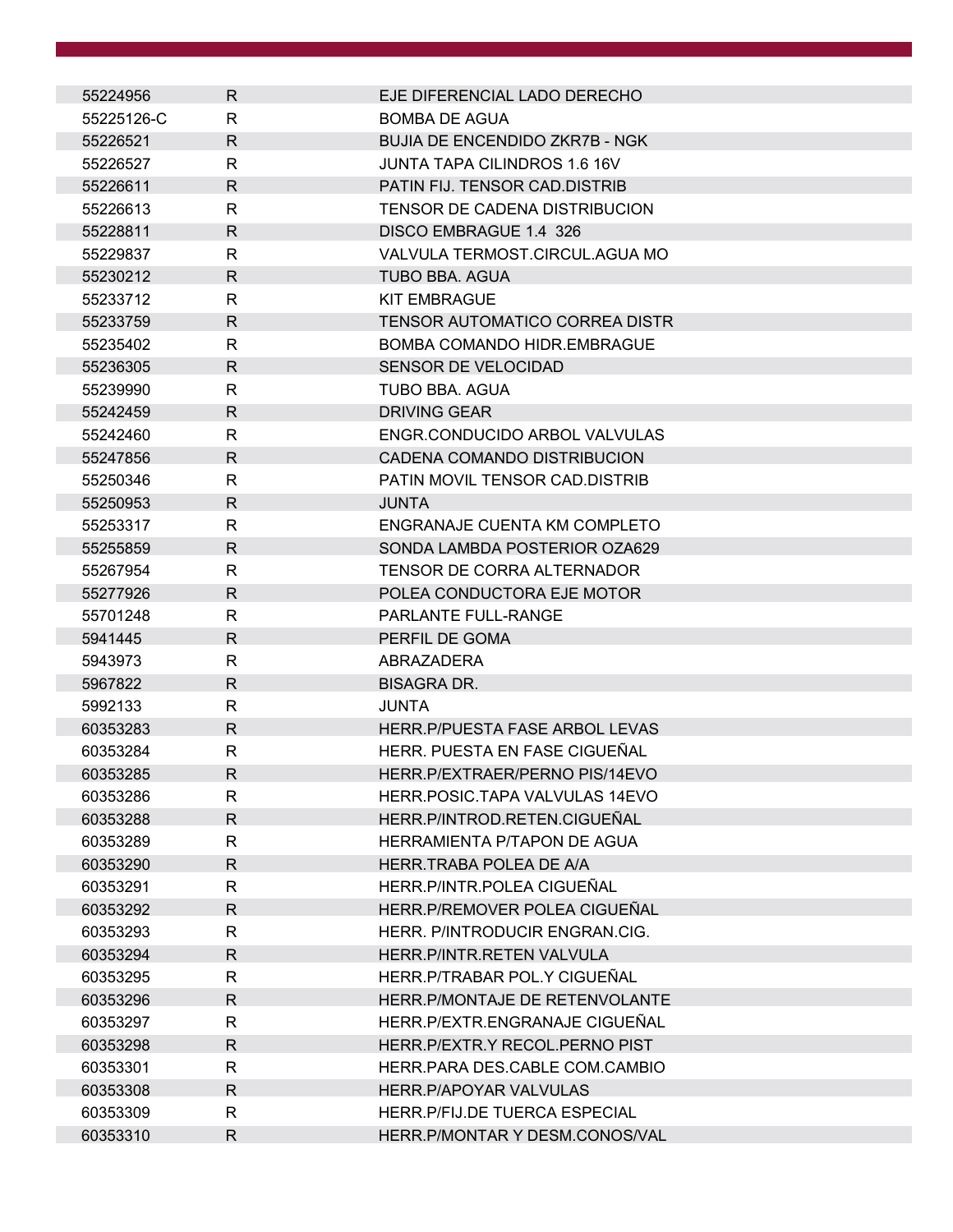| | | |
|---|---|---|
| 55224956 | R | EJE DIFERENCIAL LADO DERECHO |
| 55225126-C | R | BOMBA DE AGUA |
| 55226521 | R | BUJIA DE ENCENDIDO ZKR7B - NGK |
| 55226527 | R | JUNTA TAPA CILINDROS 1.6 16V |
| 55226611 | R | PATIN FIJ. TENSOR CAD.DISTRIB |
| 55226613 | R | TENSOR DE CADENA DISTRIBUCION |
| 55228811 | R | DISCO EMBRAGUE 1.4 326 |
| 55229837 | R | VALVULA TERMOST.CIRCUL.AGUA MO |
| 55230212 | R | TUBO BBA. AGUA |
| 55233712 | R | KIT EMBRAGUE |
| 55233759 | R | TENSOR AUTOMATICO CORREA DISTR |
| 55235402 | R | BOMBA COMANDO HIDR.EMBRAGUE |
| 55236305 | R | SENSOR DE VELOCIDAD |
| 55239990 | R | TUBO BBA. AGUA |
| 55242459 | R | DRIVING GEAR |
| 55242460 | R | ENGR.CONDUCIDO ARBOL VALVULAS |
| 55247856 | R | CADENA COMANDO DISTRIBUCION |
| 55250346 | R | PATIN MOVIL TENSOR CAD.DISTRIB |
| 55250953 | R | JUNTA |
| 55253317 | R | ENGRANAJE CUENTA KM COMPLETO |
| 55255859 | R | SONDA LAMBDA POSTERIOR OZA629 |
| 55267954 | R | TENSOR DE CORRA ALTERNADOR |
| 55277926 | R | POLEA CONDUCTORA EJE MOTOR |
| 55701248 | R | PARLANTE FULL-RANGE |
| 5941445 | R | PERFIL DE GOMA |
| 5943973 | R | ABRAZADERA |
| 5967822 | R | BISAGRA DR. |
| 5992133 | R | JUNTA |
| 60353283 | R | HERR.P/PUESTA FASE ARBOL LEVAS |
| 60353284 | R | HERR. PUESTA EN FASE CIGUEÑAL |
| 60353285 | R | HERR.P/EXTRAER/PERNO PIS/14EVO |
| 60353286 | R | HERR.POSIC.TAPA VALVULAS 14EVO |
| 60353288 | R | HERR.P/INTROD.RETEN.CIGUEÑAL |
| 60353289 | R | HERRAMIENTA P/TAPON DE AGUA |
| 60353290 | R | HERR.TRABA POLEA DE A/A |
| 60353291 | R | HERR.P/INTR.POLEA CIGUEÑAL |
| 60353292 | R | HERR.P/REMOVER POLEA CIGUEÑAL |
| 60353293 | R | HERR. P/INTRODUCIR ENGRAN.CIG. |
| 60353294 | R | HERR.P/INTR.RETEN VALVULA |
| 60353295 | R | HERR.P/TRABAR POL.Y CIGUEÑAL |
| 60353296 | R | HERR.P/MONTAJE DE RETENVOLANTE |
| 60353297 | R | HERR.P/EXTR.ENGRANAJE CIGUEÑAL |
| 60353298 | R | HERR.P/EXTR.Y RECOL.PERNO PIST |
| 60353301 | R | HERR.PARA DES.CABLE COM.CAMBIO |
| 60353308 | R | HERR.P/APOYAR VALVULAS |
| 60353309 | R | HERR.P/FIJ.DE TUERCA ESPECIAL |
| 60353310 | R | HERR.P/MONTAR Y DESM.CONOS/VAL |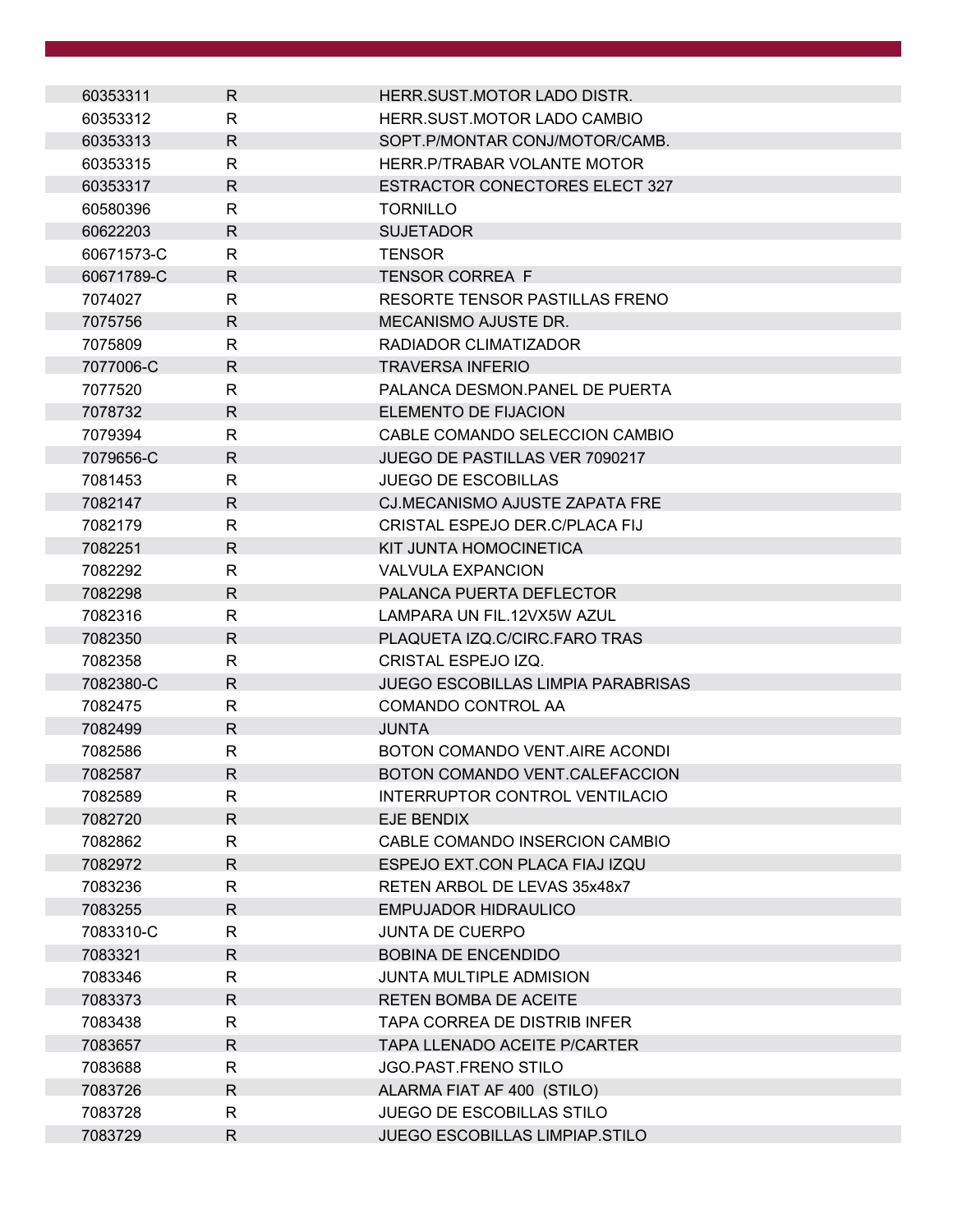| | | |
|---|---|---|
| 60353311 | R | HERR.SUST.MOTOR LADO DISTR. |
| 60353312 | R | HERR.SUST.MOTOR LADO CAMBIO |
| 60353313 | R | SOPT.P/MONTAR CONJ/MOTOR/CAMB. |
| 60353315 | R | HERR.P/TRABAR VOLANTE MOTOR |
| 60353317 | R | ESTRACTOR CONECTORES ELECT 327 |
| 60580396 | R | TORNILLO |
| 60622203 | R | SUJETADOR |
| 60671573-C | R | TENSOR |
| 60671789-C | R | TENSOR CORREA F |
| 7074027 | R | RESORTE TENSOR PASTILLAS FRENO |
| 7075756 | R | MECANISMO AJUSTE DR. |
| 7075809 | R | RADIADOR CLIMATIZADOR |
| 7077006-C | R | TRAVERSA INFERIO |
| 7077520 | R | PALANCA DESMON.PANEL DE PUERTA |
| 7078732 | R | ELEMENTO DE FIJACION |
| 7079394 | R | CABLE COMANDO SELECCION CAMBIO |
| 7079656-C | R | JUEGO DE PASTILLAS VER 7090217 |
| 7081453 | R | JUEGO DE ESCOBILLAS |
| 7082147 | R | CJ.MECANISMO AJUSTE ZAPATA FRE |
| 7082179 | R | CRISTAL ESPEJO DER.C/PLACA FIJ |
| 7082251 | R | KIT JUNTA HOMOCINETICA |
| 7082292 | R | VALVULA EXPANCION |
| 7082298 | R | PALANCA PUERTA DEFLECTOR |
| 7082316 | R | LAMPARA UN FIL.12VX5W AZUL |
| 7082350 | R | PLAQUETA IZQ.C/CIRC.FARO TRAS |
| 7082358 | R | CRISTAL ESPEJO IZQ. |
| 7082380-C | R | JUEGO ESCOBILLAS LIMPIA PARABRISAS |
| 7082475 | R | COMANDO CONTROL AA |
| 7082499 | R | JUNTA |
| 7082586 | R | BOTON COMANDO VENT.AIRE ACONDI |
| 7082587 | R | BOTON COMANDO VENT.CALEFACCION |
| 7082589 | R | INTERRUPTOR CONTROL VENTILACIO |
| 7082720 | R | EJE BENDIX |
| 7082862 | R | CABLE COMANDO INSERCION CAMBIO |
| 7082972 | R | ESPEJO EXT.CON PLACA FIAJ IZQU |
| 7083236 | R | RETEN ARBOL DE LEVAS 35x48x7 |
| 7083255 | R | EMPUJADOR HIDRAULICO |
| 7083310-C | R | JUNTA DE CUERPO |
| 7083321 | R | BOBINA DE ENCENDIDO |
| 7083346 | R | JUNTA MULTIPLE ADMISION |
| 7083373 | R | RETEN BOMBA DE ACEITE |
| 7083438 | R | TAPA CORREA DE DISTRIB INFER |
| 7083657 | R | TAPA LLENADO ACEITE P/CARTER |
| 7083688 | R | JGO.PAST.FRENO STILO |
| 7083726 | R | ALARMA FIAT AF 400 (STILO) |
| 7083728 | R | JUEGO DE ESCOBILLAS STILO |
| 7083729 | R | JUEGO ESCOBILLAS LIMPIAP.STILO |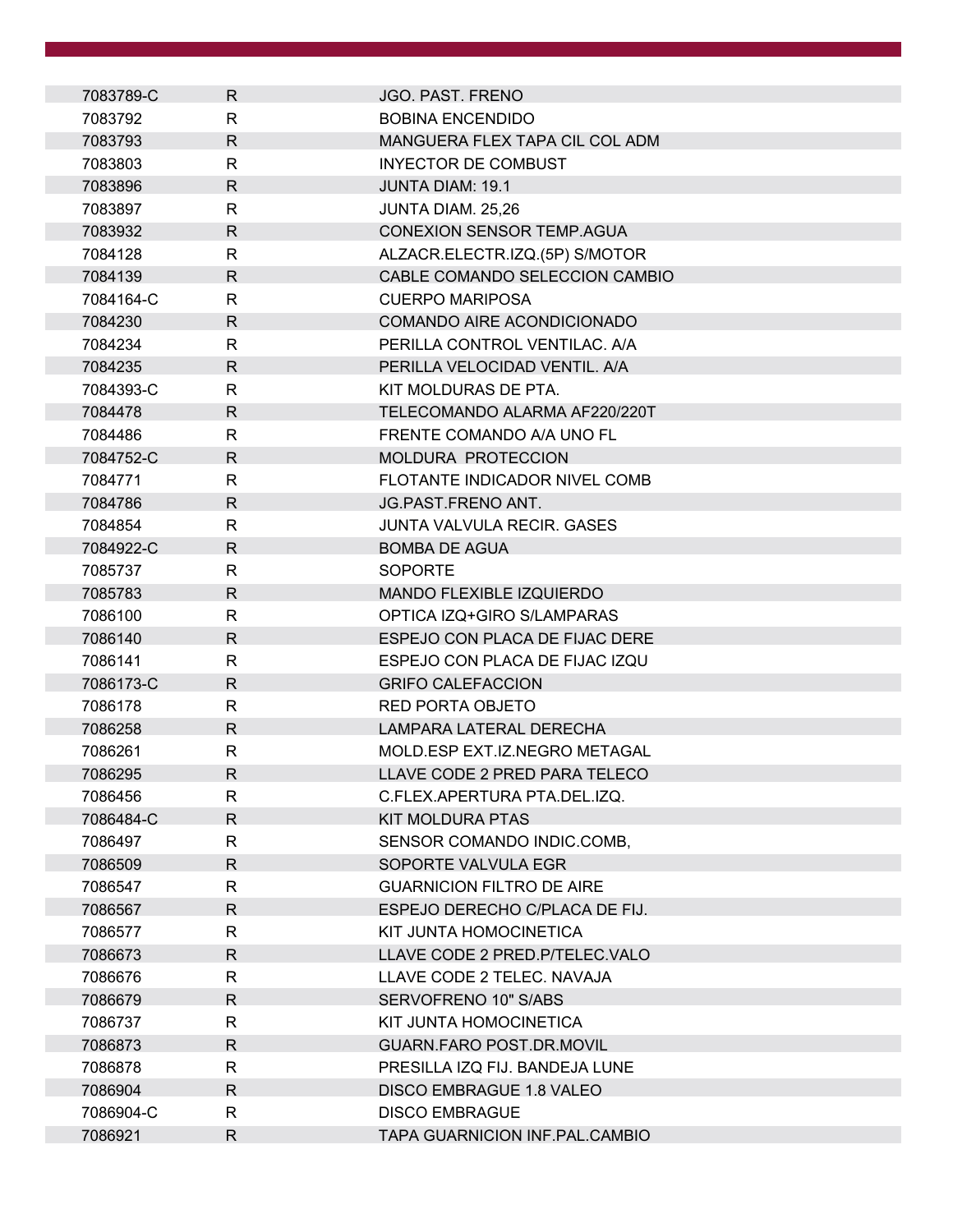| | | |
|---|---|---|
| 7083789-C | R | JGO. PAST. FRENO |
| 7083792 | R | BOBINA ENCENDIDO |
| 7083793 | R | MANGUERA FLEX TAPA CIL COL ADM |
| 7083803 | R | INYECTOR DE COMBUST |
| 7083896 | R | JUNTA DIAM: 19.1 |
| 7083897 | R | JUNTA DIAM. 25,26 |
| 7083932 | R | CONEXION SENSOR TEMP.AGUA |
| 7084128 | R | ALZACR.ELECTR.IZQ.(5P) S/MOTOR |
| 7084139 | R | CABLE COMANDO SELECCION CAMBIO |
| 7084164-C | R | CUERPO MARIPOSA |
| 7084230 | R | COMANDO AIRE ACONDICIONADO |
| 7084234 | R | PERILLA CONTROL VENTILAC. A/A |
| 7084235 | R | PERILLA VELOCIDAD VENTIL. A/A |
| 7084393-C | R | KIT MOLDURAS DE PTA. |
| 7084478 | R | TELECOMANDO ALARMA AF220/220T |
| 7084486 | R | FRENTE COMANDO A/A UNO FL |
| 7084752-C | R | MOLDURA PROTECCION |
| 7084771 | R | FLOTANTE INDICADOR NIVEL COMB |
| 7084786 | R | JG.PAST.FRENO ANT. |
| 7084854 | R | JUNTA VALVULA RECIR. GASES |
| 7084922-C | R | BOMBA DE AGUA |
| 7085737 | R | SOPORTE |
| 7085783 | R | MANDO FLEXIBLE IZQUIERDO |
| 7086100 | R | OPTICA IZQ+GIRO S/LAMPARAS |
| 7086140 | R | ESPEJO CON PLACA DE FIJAC DERE |
| 7086141 | R | ESPEJO CON PLACA DE FIJAC IZQU |
| 7086173-C | R | GRIFO CALEFACCION |
| 7086178 | R | RED PORTA OBJETO |
| 7086258 | R | LAMPARA LATERAL DERECHA |
| 7086261 | R | MOLD.ESP EXT.IZ.NEGRO METAGAL |
| 7086295 | R | LLAVE CODE 2 PRED PARA TELECO |
| 7086456 | R | C.FLEX.APERTURA PTA.DEL.IZQ. |
| 7086484-C | R | KIT MOLDURA PTAS |
| 7086497 | R | SENSOR COMANDO INDIC.COMB, |
| 7086509 | R | SOPORTE VALVULA EGR |
| 7086547 | R | GUARNICION FILTRO DE AIRE |
| 7086567 | R | ESPEJO DERECHO C/PLACA DE FIJ. |
| 7086577 | R | KIT JUNTA HOMOCINETICA |
| 7086673 | R | LLAVE CODE 2 PRED.P/TELEC.VALO |
| 7086676 | R | LLAVE CODE 2 TELEC. NAVAJA |
| 7086679 | R | SERVOFRENO 10" S/ABS |
| 7086737 | R | KIT JUNTA HOMOCINETICA |
| 7086873 | R | GUARN.FARO POST.DR.MOVIL |
| 7086878 | R | PRESILLA IZQ FIJ. BANDEJA LUNE |
| 7086904 | R | DISCO EMBRAGUE 1.8 VALEO |
| 7086904-C | R | DISCO EMBRAGUE |
| 7086921 | R | TAPA GUARNICION INF.PAL.CAMBIO |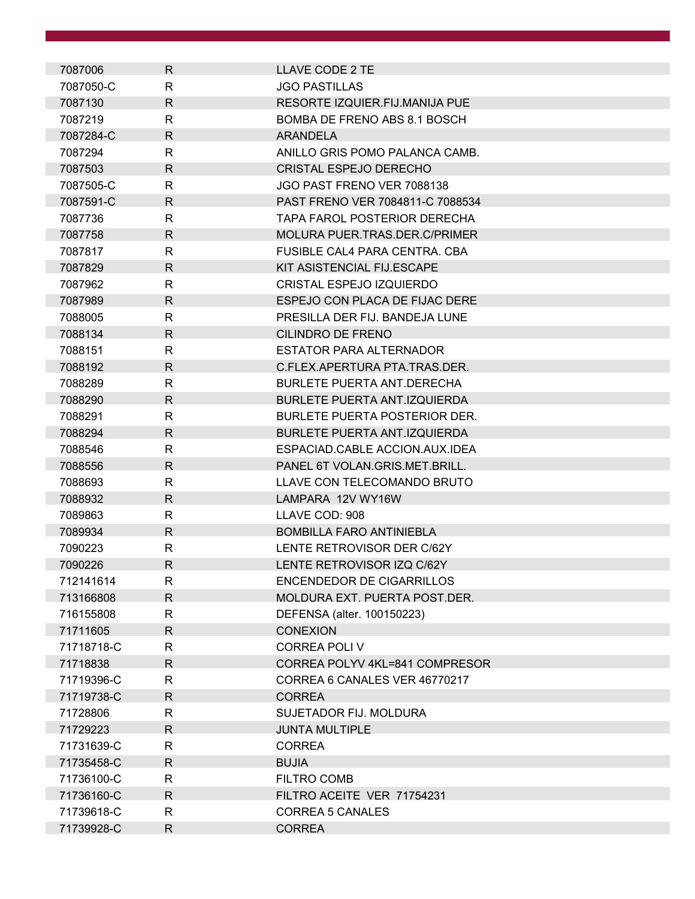| | | |
|---|---|---|
| 7087006 | R | LLAVE CODE 2 TE |
| 7087050-C | R | JGO PASTILLAS |
| 7087130 | R | RESORTE IZQUIER.FIJ.MANIJA PUE |
| 7087219 | R | BOMBA DE FRENO ABS 8.1 BOSCH |
| 7087284-C | R | ARANDELA |
| 7087294 | R | ANILLO GRIS POMO PALANCA CAMB. |
| 7087503 | R | CRISTAL ESPEJO DERECHO |
| 7087505-C | R | JGO PAST FRENO VER 7088138 |
| 7087591-C | R | PAST FRENO VER 7084811-C 7088534 |
| 7087736 | R | TAPA FAROL POSTERIOR DERECHA |
| 7087758 | R | MOLURA PUER.TRAS.DER.C/PRIMER |
| 7087817 | R | FUSIBLE CAL4 PARA CENTRA. CBA |
| 7087829 | R | KIT ASISTENCIAL FIJ.ESCAPE |
| 7087962 | R | CRISTAL ESPEJO IZQUIERDO |
| 7087989 | R | ESPEJO CON PLACA DE FIJAC DERE |
| 7088005 | R | PRESILLA DER FIJ. BANDEJA LUNE |
| 7088134 | R | CILINDRO DE FRENO |
| 7088151 | R | ESTATOR PARA ALTERNADOR |
| 7088192 | R | C.FLEX.APERTURA PTA.TRAS.DER. |
| 7088289 | R | BURLETE PUERTA ANT.DERECHA |
| 7088290 | R | BURLETE PUERTA ANT.IZQUIERDA |
| 7088291 | R | BURLETE PUERTA POSTERIOR DER. |
| 7088294 | R | BURLETE PUERTA ANT.IZQUIERDA |
| 7088546 | R | ESPACIAD.CABLE ACCION.AUX.IDEA |
| 7088556 | R | PANEL 6T VOLAN.GRIS.MET.BRILL. |
| 7088693 | R | LLAVE CON TELECOMANDO BRUTO |
| 7088932 | R | LAMPARA 12V WY16W |
| 7089863 | R | LLAVE COD: 908 |
| 7089934 | R | BOMBILLA FARO ANTINIEBLA |
| 7090223 | R | LENTE RETROVISOR DER C/62Y |
| 7090226 | R | LENTE RETROVISOR IZQ C/62Y |
| 712141614 | R | ENCENDEDOR DE CIGARRILLOS |
| 713166808 | R | MOLDURA EXT. PUERTA POST.DER. |
| 716155808 | R | DEFENSA (alter. 100150223) |
| 71711605 | R | CONEXION |
| 71718718-C | R | CORREA POLI V |
| 71718838 | R | CORREA POLYV 4KL=841 COMPRESOR |
| 71719396-C | R | CORREA 6 CANALES VER 46770217 |
| 71719738-C | R | CORREA |
| 71728806 | R | SUJETADOR FIJ. MOLDURA |
| 71729223 | R | JUNTA MULTIPLE |
| 71731639-C | R | CORREA |
| 71735458-C | R | BUJIA |
| 71736100-C | R | FILTRO COMB |
| 71736160-C | R | FILTRO ACEITE VER 71754231 |
| 71739618-C | R | CORREA 5 CANALES |
| 71739928-C | R | CORREA |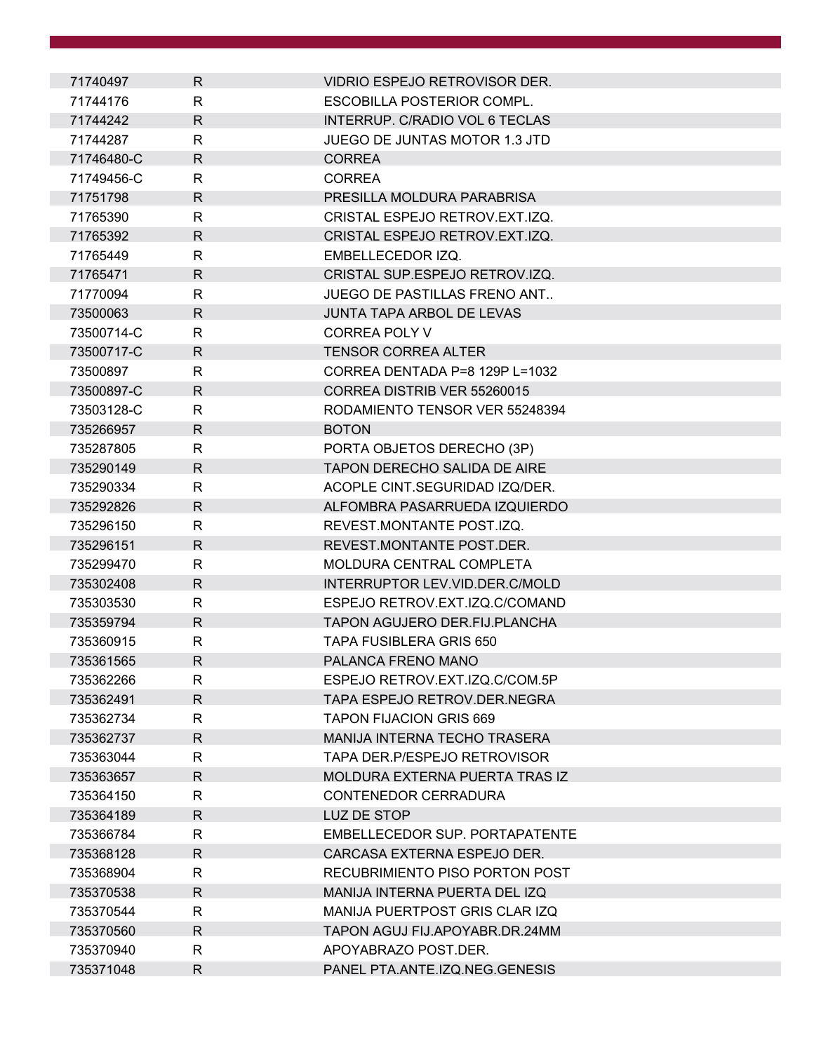| | | |
|---|---|---|
| 71740497 | R | VIDRIO ESPEJO RETROVISOR DER. |
| 71744176 | R | ESCOBILLA POSTERIOR COMPL. |
| 71744242 | R | INTERRUP. C/RADIO VOL 6 TECLAS |
| 71744287 | R | JUEGO DE JUNTAS MOTOR 1.3 JTD |
| 71746480-C | R | CORREA |
| 71749456-C | R | CORREA |
| 71751798 | R | PRESILLA MOLDURA PARABRISA |
| 71765390 | R | CRISTAL ESPEJO RETROV.EXT.IZQ. |
| 71765392 | R | CRISTAL ESPEJO RETROV.EXT.IZQ. |
| 71765449 | R | EMBELLECEDOR IZQ. |
| 71765471 | R | CRISTAL SUP.ESPEJO RETROV.IZQ. |
| 71770094 | R | JUEGO DE PASTILLAS FRENO ANT.. |
| 73500063 | R | JUNTA TAPA ARBOL DE LEVAS |
| 73500714-C | R | CORREA POLY V |
| 73500717-C | R | TENSOR CORREA ALTER |
| 73500897 | R | CORREA DENTADA P=8 129P L=1032 |
| 73500897-C | R | CORREA DISTRIB VER 55260015 |
| 73503128-C | R | RODAMIENTO TENSOR VER 55248394 |
| 735266957 | R | BOTON |
| 735287805 | R | PORTA OBJETOS DERECHO (3P) |
| 735290149 | R | TAPON DERECHO SALIDA DE AIRE |
| 735290334 | R | ACOPLE CINT.SEGURIDAD IZQ/DER. |
| 735292826 | R | ALFOMBRA PASARRUEDA IZQUIERDO |
| 735296150 | R | REVEST.MONTANTE POST.IZQ. |
| 735296151 | R | REVEST.MONTANTE POST.DER. |
| 735299470 | R | MOLDURA CENTRAL COMPLETA |
| 735302408 | R | INTERRUPTOR LEV.VID.DER.C/MOLD |
| 735303530 | R | ESPEJO RETROV.EXT.IZQ.C/COMAND |
| 735359794 | R | TAPON AGUJERO DER.FIJ.PLANCHA |
| 735360915 | R | TAPA FUSIBLERA GRIS 650 |
| 735361565 | R | PALANCA FRENO MANO |
| 735362266 | R | ESPEJO RETROV.EXT.IZQ.C/COM.5P |
| 735362491 | R | TAPA ESPEJO RETROV.DER.NEGRA |
| 735362734 | R | TAPON FIJACION GRIS 669 |
| 735362737 | R | MANIJA INTERNA TECHO TRASERA |
| 735363044 | R | TAPA DER.P/ESPEJO RETROVISOR |
| 735363657 | R | MOLDURA EXTERNA PUERTA TRAS IZ |
| 735364150 | R | CONTENEDOR CERRADURA |
| 735364189 | R | LUZ DE STOP |
| 735366784 | R | EMBELLECEDOR SUP. PORTAPATENTE |
| 735368128 | R | CARCASA EXTERNA ESPEJO DER. |
| 735368904 | R | RECUBRIMIENTO PISO PORTON POST |
| 735370538 | R | MANIJA INTERNA PUERTA DEL IZQ |
| 735370544 | R | MANIJA PUERTPOST GRIS CLAR IZQ |
| 735370560 | R | TAPON AGUJ FIJ.APOYABR.DR.24MM |
| 735370940 | R | APOYABRAZO POST.DER. |
| 735371048 | R | PANEL PTA.ANTE.IZQ.NEG.GENESIS |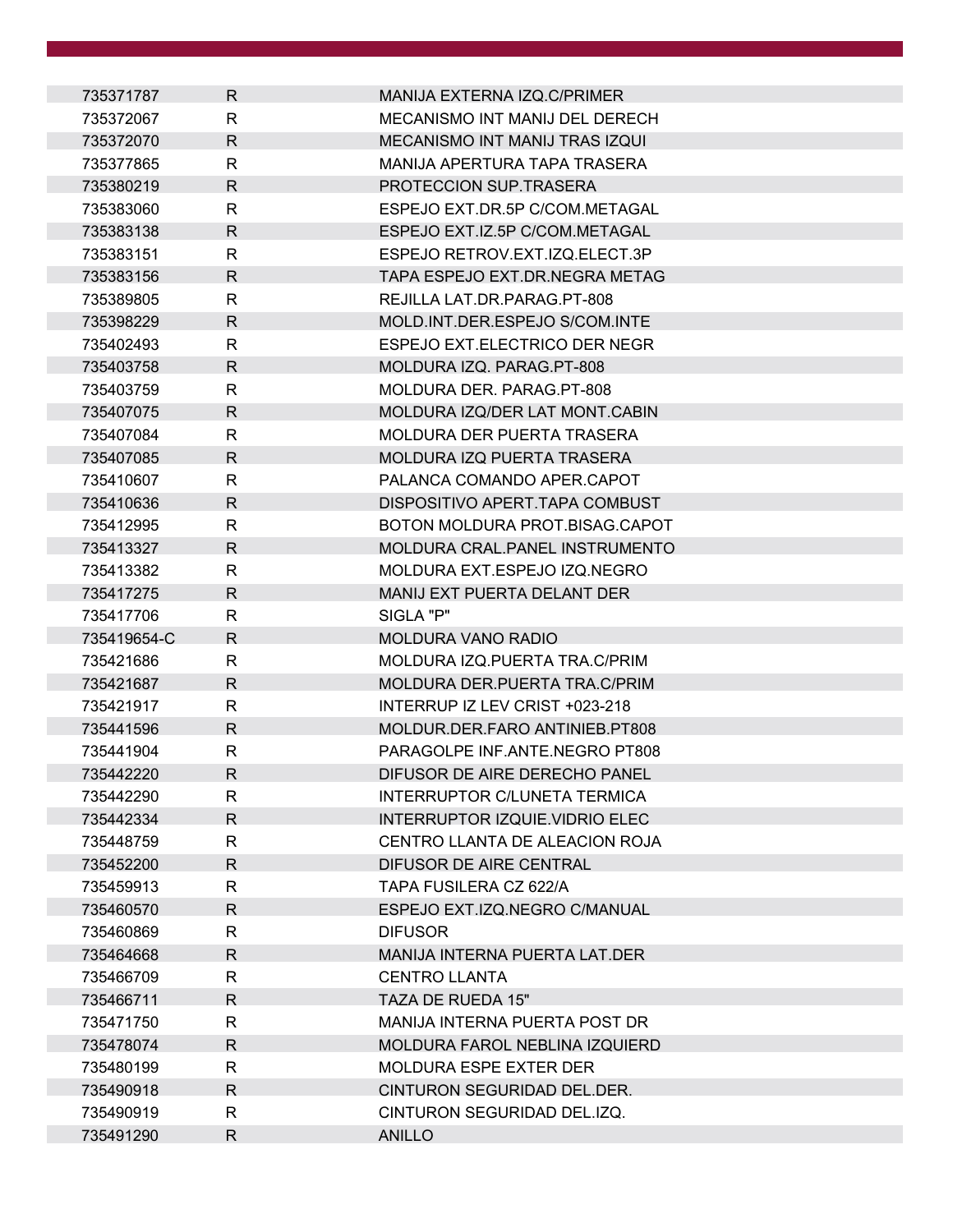| | | |
|---|---|---|
| 735371787 | R | MANIJA EXTERNA IZQ.C/PRIMER |
| 735372067 | R | MECANISMO INT MANIJ DEL DERECH |
| 735372070 | R | MECANISMO INT MANIJ TRAS IZQUI |
| 735377865 | R | MANIJA APERTURA TAPA TRASERA |
| 735380219 | R | PROTECCION SUP.TRASERA |
| 735383060 | R | ESPEJO EXT.DR.5P C/COM.METAGAL |
| 735383138 | R | ESPEJO EXT.IZ.5P C/COM.METAGAL |
| 735383151 | R | ESPEJO RETROV.EXT.IZQ.ELECT.3P |
| 735383156 | R | TAPA ESPEJO EXT.DR.NEGRA METAG |
| 735389805 | R | REJILLA LAT.DR.PARAG.PT-808 |
| 735398229 | R | MOLD.INT.DER.ESPEJO S/COM.INTE |
| 735402493 | R | ESPEJO EXT.ELECTRICO DER NEGR |
| 735403758 | R | MOLDURA IZQ. PARAG.PT-808 |
| 735403759 | R | MOLDURA DER. PARAG.PT-808 |
| 735407075 | R | MOLDURA IZQ/DER LAT MONT.CABIN |
| 735407084 | R | MOLDURA DER PUERTA TRASERA |
| 735407085 | R | MOLDURA IZQ PUERTA TRASERA |
| 735410607 | R | PALANCA COMANDO APER.CAPOT |
| 735410636 | R | DISPOSITIVO APERT.TAPA COMBUST |
| 735412995 | R | BOTON MOLDURA PROT.BISAG.CAPOT |
| 735413327 | R | MOLDURA CRAL.PANEL INSTRUMENTO |
| 735413382 | R | MOLDURA EXT.ESPEJO IZQ.NEGRO |
| 735417275 | R | MANIJ EXT PUERTA DELANT DER |
| 735417706 | R | SIGLA "P" |
| 735419654-C | R | MOLDURA VANO RADIO |
| 735421686 | R | MOLDURA IZQ.PUERTA TRA.C/PRIM |
| 735421687 | R | MOLDURA DER.PUERTA TRA.C/PRIM |
| 735421917 | R | INTERRUP IZ LEV CRIST +023-218 |
| 735441596 | R | MOLDUR.DER.FARO ANTINIEB.PT808 |
| 735441904 | R | PARAGOLPE INF.ANTE.NEGRO PT808 |
| 735442220 | R | DIFUSOR DE AIRE DERECHO PANEL |
| 735442290 | R | INTERRUPTOR C/LUNETA TERMICA |
| 735442334 | R | INTERRUPTOR IZQUIE.VIDRIO ELEC |
| 735448759 | R | CENTRO LLANTA DE ALEACION ROJA |
| 735452200 | R | DIFUSOR DE AIRE CENTRAL |
| 735459913 | R | TAPA FUSILERA CZ 622/A |
| 735460570 | R | ESPEJO EXT.IZQ.NEGRO C/MANUAL |
| 735460869 | R | DIFUSOR |
| 735464668 | R | MANIJA INTERNA PUERTA LAT.DER |
| 735466709 | R | CENTRO LLANTA |
| 735466711 | R | TAZA DE RUEDA 15" |
| 735471750 | R | MANIJA INTERNA PUERTA POST DR |
| 735478074 | R | MOLDURA FAROL NEBLINA IZQUIERD |
| 735480199 | R | MOLDURA ESPE EXTER DER |
| 735490918 | R | CINTURON SEGURIDAD DEL.DER. |
| 735490919 | R | CINTURON SEGURIDAD DEL.IZQ. |
| 735491290 | R | ANILLO |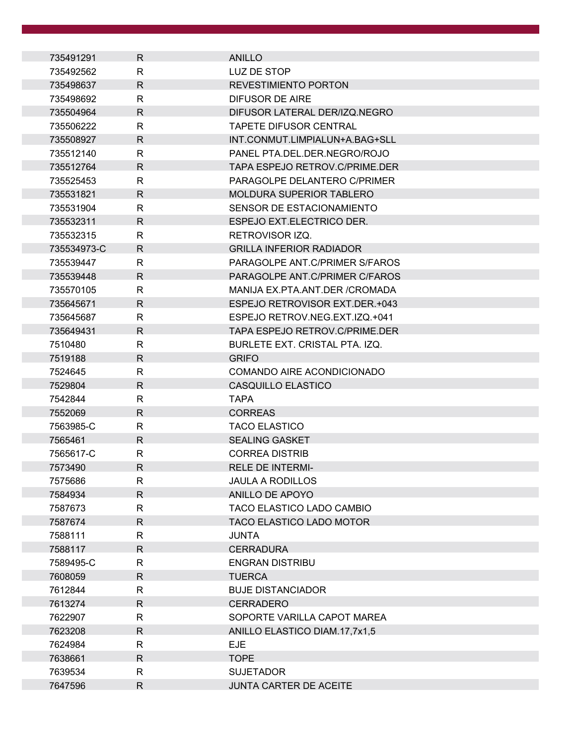| | | |
|---|---|---|
| 735491291 | R | ANILLO |
| 735492562 | R | LUZ DE STOP |
| 735498637 | R | REVESTIMIENTO PORTON |
| 735498692 | R | DIFUSOR DE AIRE |
| 735504964 | R | DIFUSOR LATERAL DER/IZQ.NEGRO |
| 735506222 | R | TAPETE DIFUSOR CENTRAL |
| 735508927 | R | INT.CONMUT.LIMPIALUN+A.BAG+SLL |
| 735512140 | R | PANEL PTA.DEL.DER.NEGRO/ROJO |
| 735512764 | R | TAPA ESPEJO RETROV.C/PRIME.DER |
| 735525453 | R | PARAGOLPE DELANTERO C/PRIMER |
| 735531821 | R | MOLDURA SUPERIOR TABLERO |
| 735531904 | R | SENSOR DE ESTACIONAMIENTO |
| 735532311 | R | ESPEJO EXT.ELECTRICO DER. |
| 735532315 | R | RETROVISOR IZQ. |
| 735534973-C | R | GRILLA INFERIOR RADIADOR |
| 735539447 | R | PARAGOLPE ANT.C/PRIMER S/FAROS |
| 735539448 | R | PARAGOLPE ANT.C/PRIMER C/FAROS |
| 735570105 | R | MANIJA EX.PTA.ANT.DER /CROMADA |
| 735645671 | R | ESPEJO RETROVISOR EXT.DER.+043 |
| 735645687 | R | ESPEJO RETROV.NEG.EXT.IZQ.+041 |
| 735649431 | R | TAPA ESPEJO RETROV.C/PRIME.DER |
| 7510480 | R | BURLETE EXT. CRISTAL PTA. IZQ. |
| 7519188 | R | GRIFO |
| 7524645 | R | COMANDO AIRE ACONDICIONADO |
| 7529804 | R | CASQUILLO ELASTICO |
| 7542844 | R | TAPA |
| 7552069 | R | CORREAS |
| 7563985-C | R | TACO ELASTICO |
| 7565461 | R | SEALING GASKET |
| 7565617-C | R | CORREA DISTRIB |
| 7573490 | R | RELE DE INTERMI- |
| 7575686 | R | JAULA A RODILLOS |
| 7584934 | R | ANILLO DE APOYO |
| 7587673 | R | TACO ELASTICO LADO CAMBIO |
| 7587674 | R | TACO ELASTICO LADO MOTOR |
| 7588111 | R | JUNTA |
| 7588117 | R | CERRADURA |
| 7589495-C | R | ENGRAN DISTRIBU |
| 7608059 | R | TUERCA |
| 7612844 | R | BUJE DISTANCIADOR |
| 7613274 | R | CERRADERO |
| 7622907 | R | SOPORTE VARILLA CAPOT MAREA |
| 7623208 | R | ANILLO ELASTICO DIAM.17,7x1,5 |
| 7624984 | R | EJE |
| 7638661 | R | TOPE |
| 7639534 | R | SUJETADOR |
| 7647596 | R | JUNTA CARTER DE ACEITE |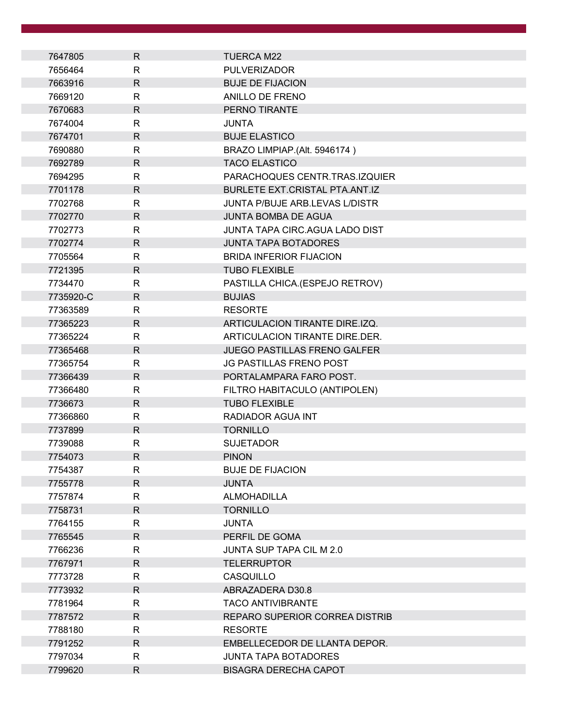| | | |
|---|---|---|
| 7647805 | R | TUERCA M22 |
| 7656464 | R | PULVERIZADOR |
| 7663916 | R | BUJE DE FIJACION |
| 7669120 | R | ANILLO DE FRENO |
| 7670683 | R | PERNO TIRANTE |
| 7674004 | R | JUNTA |
| 7674701 | R | BUJE ELASTICO |
| 7690880 | R | BRAZO LIMPIAP.(Alt. 5946174 ) |
| 7692789 | R | TACO ELASTICO |
| 7694295 | R | PARACHOQUES CENTR.TRAS.IZQUIER |
| 7701178 | R | BURLETE EXT.CRISTAL PTA.ANT.IZ |
| 7702768 | R | JUNTA P/BUJE ARB.LEVAS L/DISTR |
| 7702770 | R | JUNTA BOMBA DE AGUA |
| 7702773 | R | JUNTA TAPA CIRC.AGUA LADO DIST |
| 7702774 | R | JUNTA TAPA BOTADORES |
| 7705564 | R | BRIDA INFERIOR FIJACION |
| 7721395 | R | TUBO FLEXIBLE |
| 7734470 | R | PASTILLA CHICA.(ESPEJO RETROV) |
| 7735920-C | R | BUJIAS |
| 77363589 | R | RESORTE |
| 77365223 | R | ARTICULACION TIRANTE DIRE.IZQ. |
| 77365224 | R | ARTICULACION TIRANTE DIRE.DER. |
| 77365468 | R | JUEGO PASTILLAS FRENO GALFER |
| 77365754 | R | JG PASTILLAS FRENO POST |
| 77366439 | R | PORTALAMPARA FARO POST. |
| 77366480 | R | FILTRO HABITACULO (ANTIPOLEN) |
| 7736673 | R | TUBO FLEXIBLE |
| 77366860 | R | RADIADOR AGUA INT |
| 7737899 | R | TORNILLO |
| 7739088 | R | SUJETADOR |
| 7754073 | R | PINON |
| 7754387 | R | BUJE DE FIJACION |
| 7755778 | R | JUNTA |
| 7757874 | R | ALMOHADILLA |
| 7758731 | R | TORNILLO |
| 7764155 | R | JUNTA |
| 7765545 | R | PERFIL DE GOMA |
| 7766236 | R | JUNTA SUP TAPA CIL M 2.0 |
| 7767971 | R | TELERRUPTOR |
| 7773728 | R | CASQUILLO |
| 7773932 | R | ABRAZADERA D30.8 |
| 7781964 | R | TACO ANTIVIBRANTE |
| 7787572 | R | REPARO SUPERIOR CORREA DISTRIB |
| 7788180 | R | RESORTE |
| 7791252 | R | EMBELLECEDOR DE LLANTA DEPOR. |
| 7797034 | R | JUNTA TAPA BOTADORES |
| 7799620 | R | BISAGRA DERECHA CAPOT |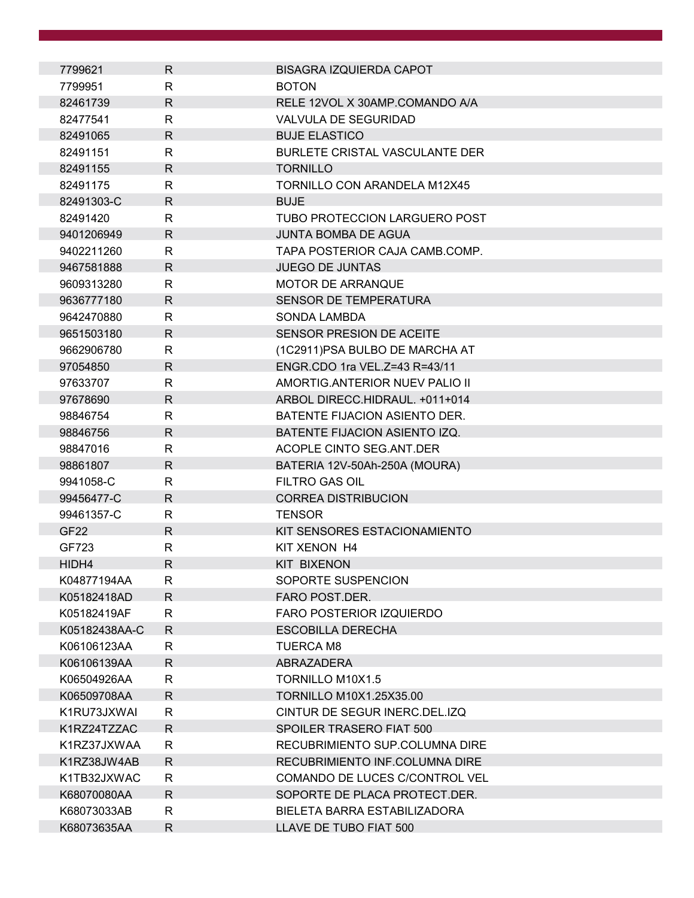| | | |
|---|---|---|
| 7799621 | R | BISAGRA IZQUIERDA CAPOT |
| 7799951 | R | BOTON |
| 82461739 | R | RELE 12VOL X 30AMP.COMANDO A/A |
| 82477541 | R | VALVULA DE SEGURIDAD |
| 82491065 | R | BUJE ELASTICO |
| 82491151 | R | BURLETE CRISTAL VASCULANTE DER |
| 82491155 | R | TORNILLO |
| 82491175 | R | TORNILLO CON ARANDELA M12X45 |
| 82491303-C | R | BUJE |
| 82491420 | R | TUBO PROTECCION LARGUERO POST |
| 9401206949 | R | JUNTA BOMBA DE AGUA |
| 9402211260 | R | TAPA POSTERIOR CAJA CAMB.COMP. |
| 9467581888 | R | JUEGO DE JUNTAS |
| 9609313280 | R | MOTOR DE ARRANQUE |
| 9636777180 | R | SENSOR DE TEMPERATURA |
| 9642470880 | R | SONDA LAMBDA |
| 9651503180 | R | SENSOR PRESION DE ACEITE |
| 9662906780 | R | (1C2911)PSA BULBO DE MARCHA AT |
| 97054850 | R | ENGR.CDO 1ra VEL.Z=43 R=43/11 |
| 97633707 | R | AMORTIG.ANTERIOR NUEV PALIO II |
| 97678690 | R | ARBOL DIRECC.HIDRAUL. +011+014 |
| 98846754 | R | BATENTE FIJACION ASIENTO DER. |
| 98846756 | R | BATENTE FIJACION ASIENTO IZQ. |
| 98847016 | R | ACOPLE CINTO SEG.ANT.DER |
| 98861807 | R | BATERIA 12V-50Ah-250A (MOURA) |
| 9941058-C | R | FILTRO GAS OIL |
| 99456477-C | R | CORREA DISTRIBUCION |
| 99461357-C | R | TENSOR |
| GF22 | R | KIT SENSORES ESTACIONAMIENTO |
| GF723 | R | KIT XENON H4 |
| HIDH4 | R | KIT BIXENON |
| K04877194AA | R | SOPORTE SUSPENCION |
| K05182418AD | R | FARO POST.DER. |
| K05182419AF | R | FARO POSTERIOR IZQUIERDO |
| K05182438AA-C | R | ESCOBILLA DERECHA |
| K06106123AA | R | TUERCA M8 |
| K06106139AA | R | ABRAZADERA |
| K06504926AA | R | TORNILLO M10X1.5 |
| K06509708AA | R | TORNILLO M10X1.25X35.00 |
| K1RU73JXWAI | R | CINTUR DE SEGUR INERC.DEL.IZQ |
| K1RZ24TZZAC | R | SPOILER TRASERO FIAT 500 |
| K1RZ37JXWAA | R | RECUBRIMIENTO SUP.COLUMNA DIRE |
| K1RZ38JW4AB | R | RECUBRIMIENTO INF.COLUMNA DIRE |
| K1TB32JXWAC | R | COMANDO DE LUCES C/CONTROL VEL |
| K68070080AA | R | SOPORTE DE PLACA PROTECT.DER. |
| K68073033AB | R | BIELETA BARRA ESTABILIZADORA |
| K68073635AA | R | LLAVE DE TUBO FIAT 500 |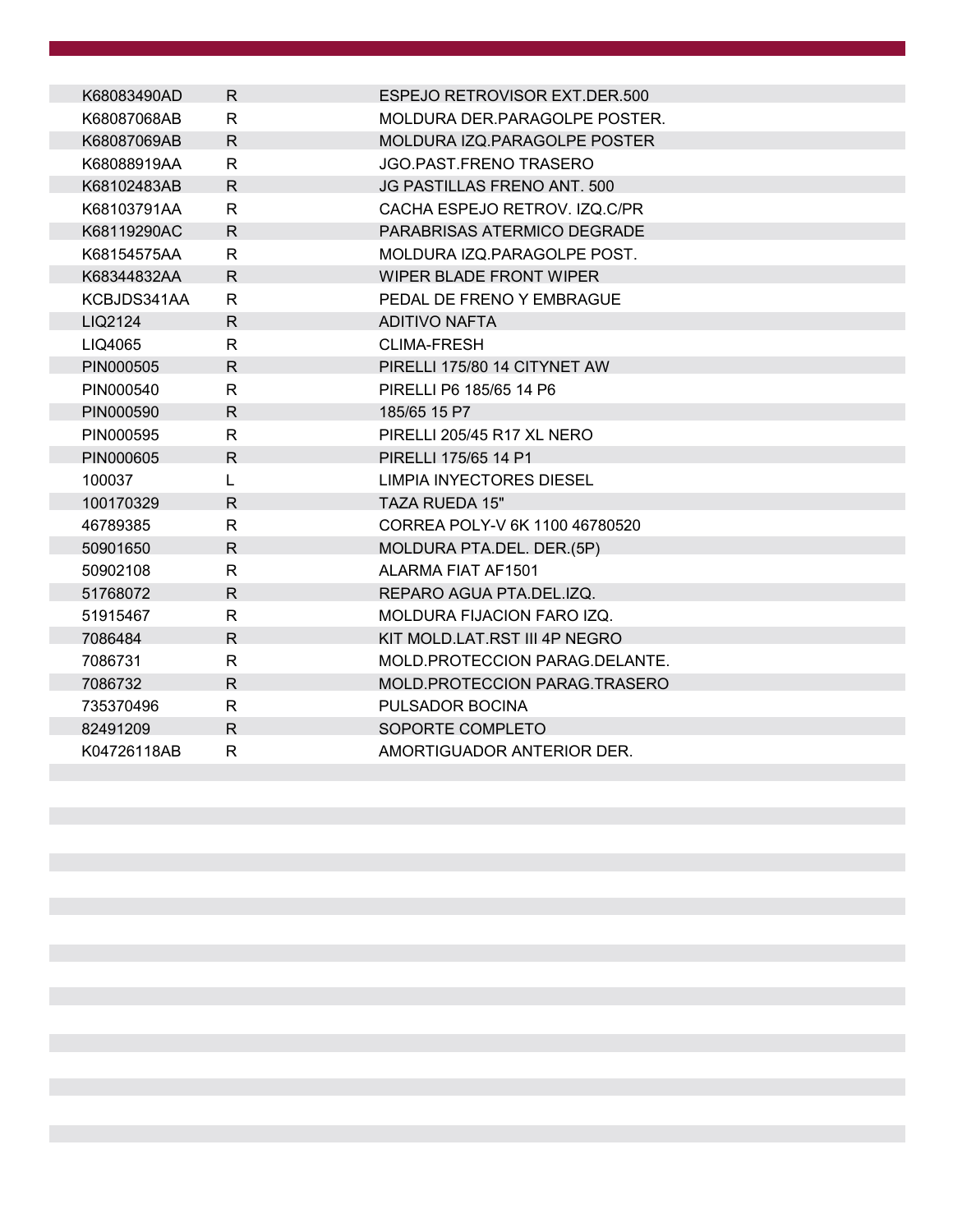| | | |
|---|---|---|
| K68083490AD | R | ESPEJO RETROVISOR EXT.DER.500 |
| K68087068AB | R | MOLDURA DER.PARAGOLPE POSTER. |
| K68087069AB | R | MOLDURA IZQ.PARAGOLPE POSTER |
| K68088919AA | R | JGO.PAST.FRENO TRASERO |
| K68102483AB | R | JG PASTILLAS FRENO ANT. 500 |
| K68103791AA | R | CACHA ESPEJO RETROV. IZQ.C/PR |
| K68119290AC | R | PARABRISAS ATERMICO DEGRADE |
| K68154575AA | R | MOLDURA IZQ.PARAGOLPE POST. |
| K68344832AA | R | WIPER BLADE FRONT WIPER |
| KCBJDS341AA | R | PEDAL DE FRENO Y EMBRAGUE |
| LIQ2124 | R | ADITIVO NAFTA |
| LIQ4065 | R | CLIMA-FRESH |
| PIN000505 | R | PIRELLI 175/80 14 CITYNET AW |
| PIN000540 | R | PIRELLI P6 185/65 14 P6 |
| PIN000590 | R | 185/65 15 P7 |
| PIN000595 | R | PIRELLI 205/45 R17 XL NERO |
| PIN000605 | R | PIRELLI 175/65 14 P1 |
| 100037 | L | LIMPIA INYECTORES DIESEL |
| 100170329 | R | TAZA RUEDA 15" |
| 46789385 | R | CORREA POLY-V 6K 1100 46780520 |
| 50901650 | R | MOLDURA PTA.DEL. DER.(5P) |
| 50902108 | R | ALARMA FIAT AF1501 |
| 51768072 | R | REPARO AGUA PTA.DEL.IZQ. |
| 51915467 | R | MOLDURA FIJACION FARO IZQ. |
| 7086484 | R | KIT MOLD.LAT.RST III 4P NEGRO |
| 7086731 | R | MOLD.PROTECCION PARAG.DELANTE. |
| 7086732 | R | MOLD.PROTECCION PARAG.TRASERO |
| 735370496 | R | PULSADOR BOCINA |
| 82491209 | R | SOPORTE COMPLETO |
| K04726118AB | R | AMORTIGUADOR ANTERIOR DER. |